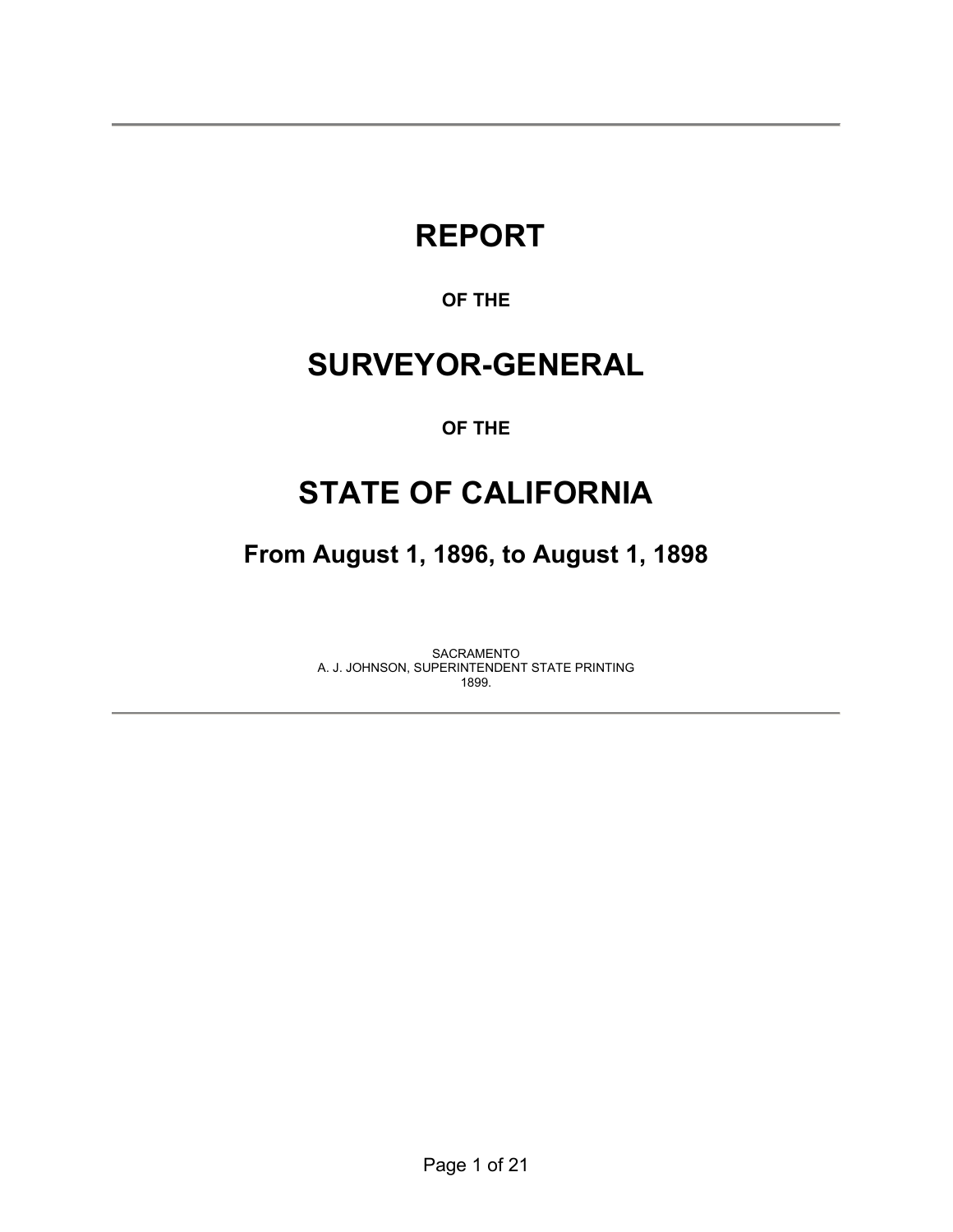---

# REPORT

**OF THE**

# SURVEYOR-GENERAL

**OF THE**

# STATE OF CALIFORNIA

## From August 1, 1896, to August 1, 1898

SACRAMENTO
A. J. JOHNSON, SUPERINTENDENT STATE PRINTING
1899.

---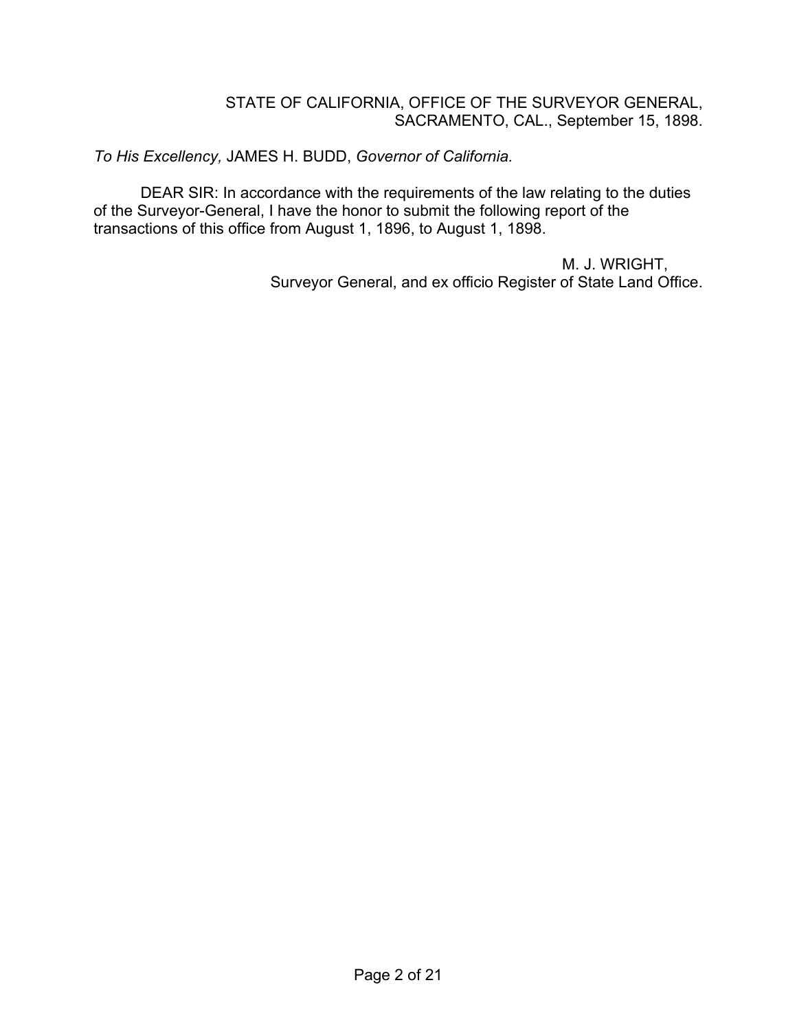STATE OF CALIFORNIA, OFFICE OF THE SURVEYOR GENERAL,
SACRAMENTO, CAL., September 15, 1898.

*To His Excellency,* JAMES H. BUDD, *Governor of California.*

DEAR SIR: In accordance with the requirements of the law relating to the duties of the Surveyor-General, I have the honor to submit the following report of the transactions of this office from August 1, 1896, to August 1, 1898.

M. J. WRIGHT,
Surveyor General, and ex officio Register of State Land Office.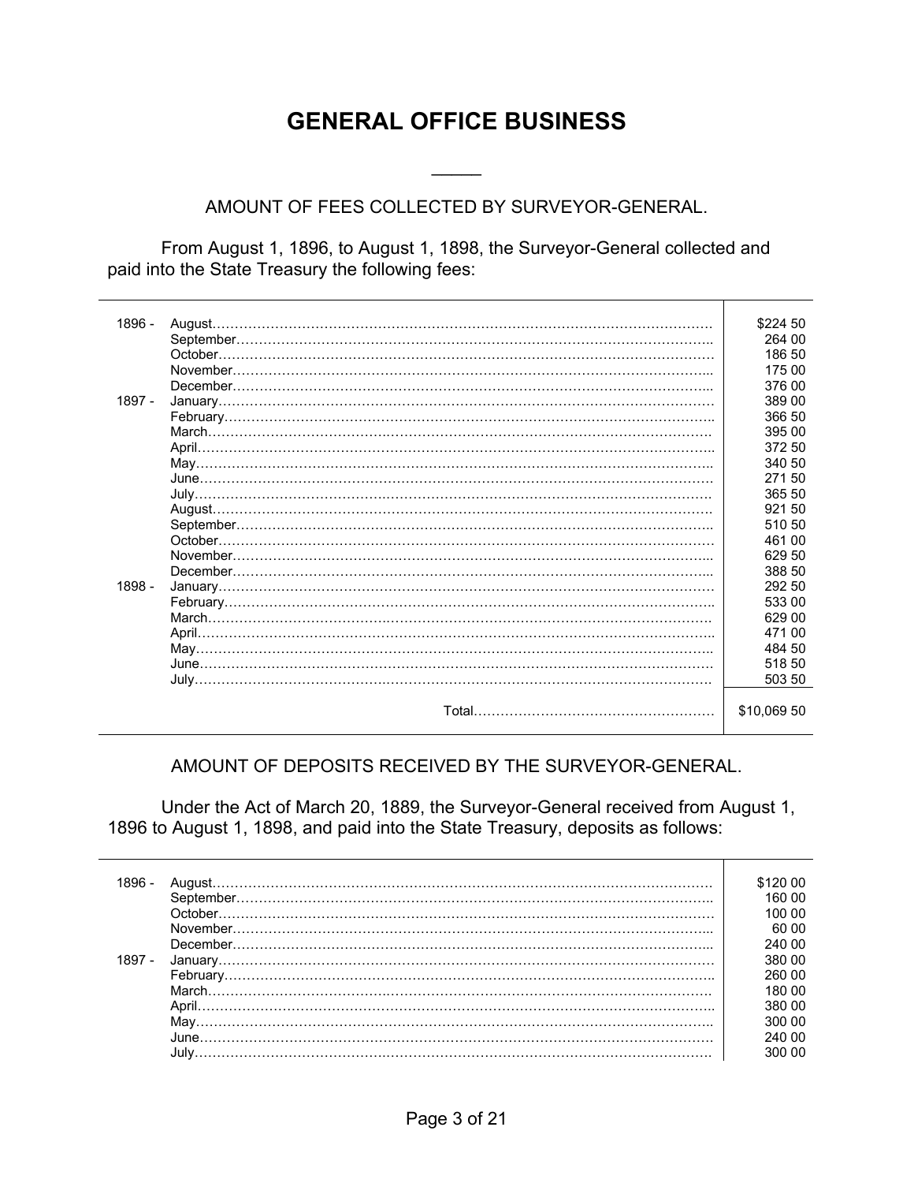# GENERAL OFFICE BUSINESS

---

AMOUNT OF FEES COLLECTED BY SURVEYOR-GENERAL.

From August 1, 1896, to August 1, 1898, the Surveyor-General collected and paid into the State Treasury the following fees:

| | | |
|---|---|---|
| 1896 - | August | $224 50 |
| | September | 264 00 |
| | October | 186 50 |
| | November | 175 00 |
| | December | 376 00 |
| 1897 - | January | 389 00 |
| | February | 366 50 |
| | March | 395 00 |
| | April | 372 50 |
| | May | 340 50 |
| | June | 271 50 |
| | July | 365 50 |
| | August | 921 50 |
| | September | 510 50 |
| | October | 461 00 |
| | November | 629 50 |
| | December | 388 50 |
| 1898 - | January | 292 50 |
| | February | 533 00 |
| | March | 629 00 |
| | April | 471 00 |
| | May | 484 50 |
| | June | 518 50 |
| | July | 503 50 |
| | Total | $10,069 50 |

AMOUNT OF DEPOSITS RECEIVED BY THE SURVEYOR-GENERAL.

Under the Act of March 20, 1889, the Surveyor-General received from August 1, 1896 to August 1, 1898, and paid into the State Treasury, deposits as follows:

| | | |
|---|---|---|
| 1896 - | August | $120 00 |
| | September | 160 00 |
| | October | 100 00 |
| | November | 60 00 |
| | December | 240 00 |
| 1897 - | January | 380 00 |
| | February | 260 00 |
| | March | 180 00 |
| | April | 380 00 |
| | May | 300 00 |
| | June | 240 00 |
| | July | 300 00 |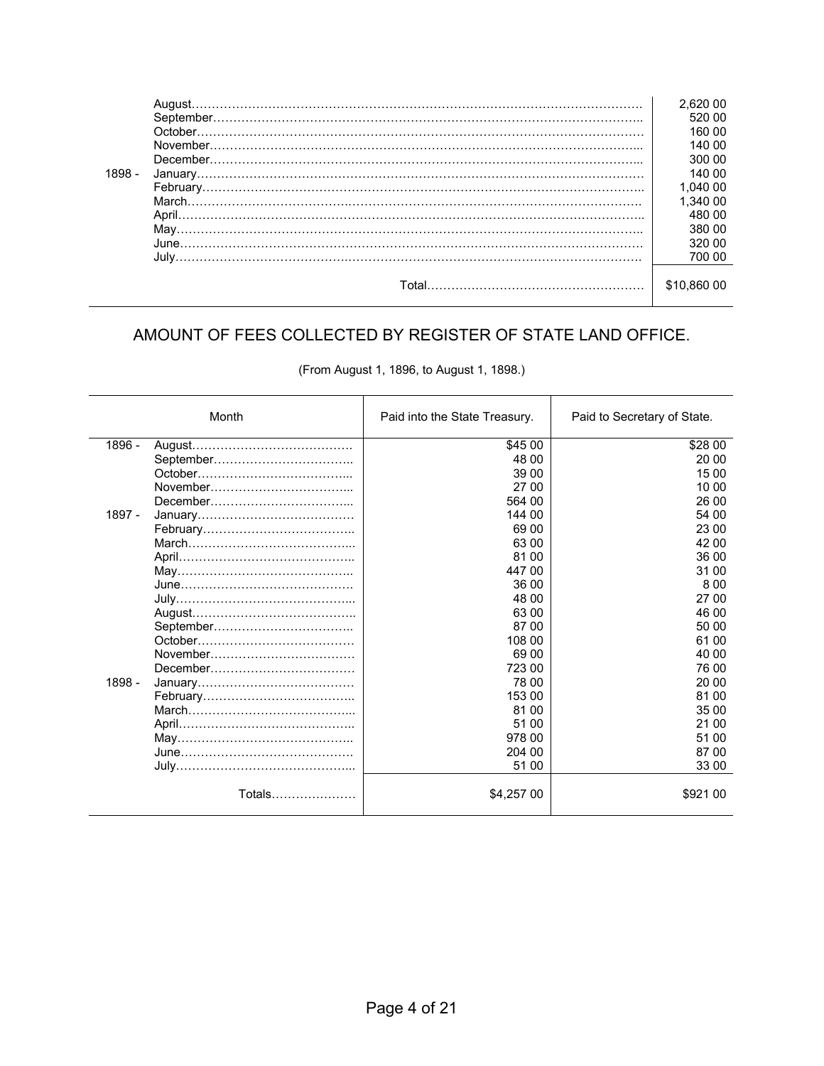| | | |
|---|---|---|
| | August | 2,620 00 |
| | September | 520 00 |
| | October | 160 00 |
| | November | 140 00 |
| | December | 300 00 |
| 1898 - | January | 140 00 |
| | February | 1,040 00 |
| | March | 1,340 00 |
| | April | 480 00 |
| | May | 380 00 |
| | June | 320 00 |
| | July | 700 00 |
| | Total | $10,860 00 |

## AMOUNT OF FEES COLLECTED BY REGISTER OF STATE LAND OFFICE.

(From August 1, 1896, to August 1, 1898.)

| | Month | Paid into the State Treasury. | Paid to Secretary of State. |
|---|---|---|---|
| 1896 - | August | $45 00 | $28 00 |
| | September | 48 00 | 20 00 |
| | October | 39 00 | 15 00 |
| | November | 27 00 | 10 00 |
| | December | 564 00 | 26 00 |
| 1897 - | January | 144 00 | 54 00 |
| | February | 69 00 | 23 00 |
| | March | 63 00 | 42 00 |
| | April | 81 00 | 36 00 |
| | May | 447 00 | 31 00 |
| | June | 36 00 | 8 00 |
| | July | 48 00 | 27 00 |
| | August | 63 00 | 46 00 |
| | September | 87 00 | 50 00 |
| | October | 108 00 | 61 00 |
| | November | 69 00 | 40 00 |
| | December | 723 00 | 76 00 |
| 1898 - | January | 78 00 | 20 00 |
| | February | 153 00 | 81 00 |
| | March | 81 00 | 35 00 |
| | April | 51 00 | 21 00 |
| | May | 978 00 | 51 00 |
| | June | 204 00 | 87 00 |
| | July | 51 00 | 33 00 |
| | Totals | $4,257 00 | $921 00 |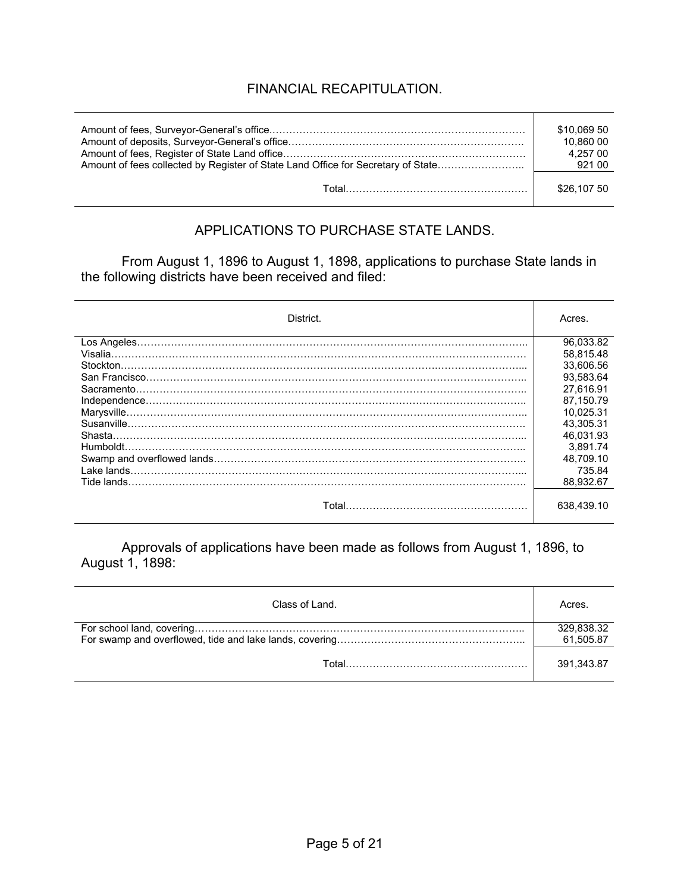## FINANCIAL RECAPITULATION.

| | |
|---|---|
| Amount of fees, Surveyor-General's office | $10,069 50 |
| Amount of deposits, Surveyor-General's office | 10,860 00 |
| Amount of fees, Register of State Land office | 4,257 00 |
| Amount of fees collected by Register of State Land Office for Secretary of State | 921 00 |
| Total | $26,107 50 |

## APPLICATIONS TO PURCHASE STATE LANDS.

From August 1, 1896 to August 1, 1898, applications to purchase State lands in the following districts have been received and filed:

| District. | Acres. |
|---|---|
| Los Angeles | 96,033.82 |
| Visalia | 58,815.48 |
| Stockton | 33,606.56 |
| San Francisco | 93,583.64 |
| Sacramento | 27,616.91 |
| Independence | 87,150.79 |
| Marysville | 10,025.31 |
| Susanville | 43,305.31 |
| Shasta | 46,031.93 |
| Humboldt | 3,891.74 |
| Swamp and overflowed lands | 48,709.10 |
| Lake lands | 735.84 |
| Tide lands | 88,932.67 |
| Total | 638,439.10 |

Approvals of applications have been made as follows from August 1, 1896, to August 1, 1898:

| Class of Land. | Acres. |
|---|---|
| For school land, covering | 329,838.32 |
| For swamp and overflowed, tide and lake lands, covering | 61,505.87 |
| Total | 391,343.87 |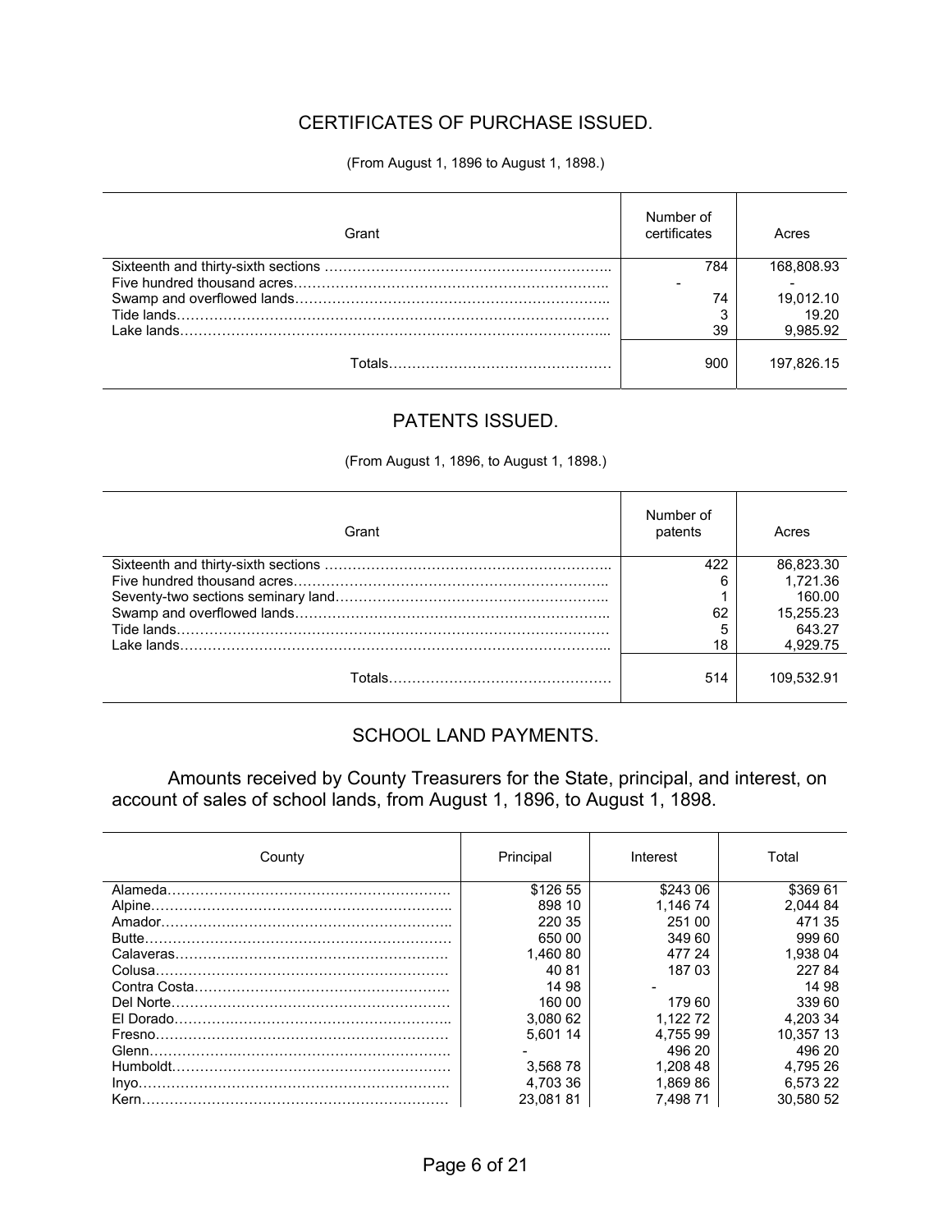## CERTIFICATES OF PURCHASE ISSUED.

(From August 1, 1896 to August 1, 1898.)

| Grant | Number of certificates | Acres |
|---|---|---|
| Sixteenth and thirty-sixth sections | 784 | 168,808.93 |
| Five hundred thousand acres | - | - |
| Swamp and overflowed lands | 74 | 19,012.10 |
| Tide lands | 3 | 19.20 |
| Lake lands | 39 | 9,985.92 |
| Totals | 900 | 197,826.15 |

## PATENTS ISSUED.

(From August 1, 1896, to August 1, 1898.)

| Grant | Number of patents | Acres |
|---|---|---|
| Sixteenth and thirty-sixth sections | 422 | 86,823.30 |
| Five hundred thousand acres | 6 | 1,721.36 |
| Seventy-two sections seminary land | 1 | 160.00 |
| Swamp and overflowed lands | 62 | 15,255.23 |
| Tide lands | 5 | 643.27 |
| Lake lands | 18 | 4,929.75 |
| Totals | 514 | 109,532.91 |

## SCHOOL LAND PAYMENTS.

Amounts received by County Treasurers for the State, principal, and interest, on account of sales of school lands, from August 1, 1896, to August 1, 1898.

| County | Principal | Interest | Total |
|---|---|---|---|
| Alameda | $126 55 | $243 06 | $369 61 |
| Alpine | 898 10 | 1,146 74 | 2,044 84 |
| Amador | 220 35 | 251 00 | 471 35 |
| Butte | 650 00 | 349 60 | 999 60 |
| Calaveras | 1,460 80 | 477 24 | 1,938 04 |
| Colusa | 40 81 | 187 03 | 227 84 |
| Contra Costa | 14 98 | - | 14 98 |
| Del Norte | 160 00 | 179 60 | 339 60 |
| El Dorado | 3,080 62 | 1,122 72 | 4,203 34 |
| Fresno | 5,601 14 | 4,755 99 | 10,357 13 |
| Glenn | - | 496 20 | 496 20 |
| Humboldt | 3,568 78 | 1,208 48 | 4,795 26 |
| Inyo | 4,703 36 | 1,869 86 | 6,573 22 |
| Kern | 23,081 81 | 7,498 71 | 30,580 52 |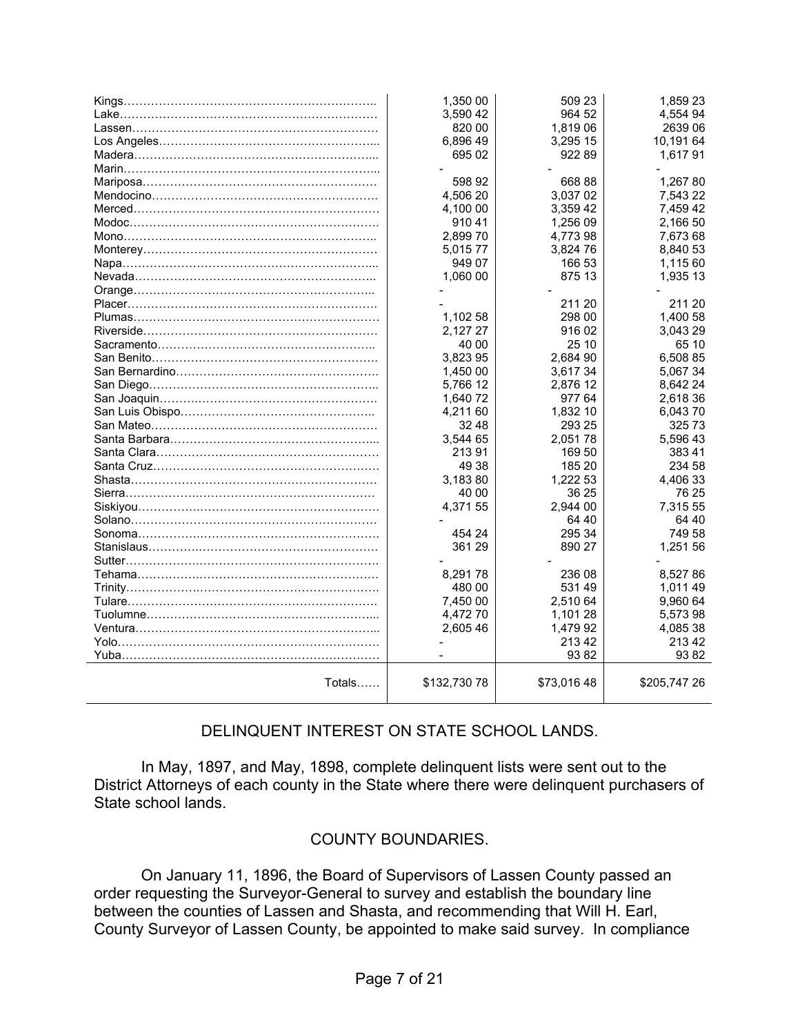| | | | |
|---|---|---|---|
| Kings………………………………………………………. | 1,350 00 | 509 23 | 1,859 23 |
| Lake………………………………………………………. | 3,590 42 | 964 52 | 4,554 94 |
| Lassen……………………………………………………. | 820 00 | 1,819 06 | 2639 06 |
| Los Angeles……………………………………………... | 6,896 49 | 3,295 15 | 10,191 64 |
| Madera…………………………………………………... | 695 02 | 922 89 | 1,617 91 |
| Marin……………………………………………………... | - | - | - |
| Mariposa…………………………………………………. | 598 92 | 668 88 | 1,267 80 |
| Mendocino……………………………………………….. | 4,506 20 | 3,037 02 | 7,543 22 |
| Merced……………………………………………………. | 4,100 00 | 3,359 42 | 7,459 42 |
| Modoc……………………………………………………. | 910 41 | 1,256 09 | 2,166 50 |
| Mono……………………………………………………... | 2,899 70 | 4,773 98 | 7,673 68 |
| Monterey…………………………………………………. | 5,015 77 | 3,824 76 | 8,840 53 |
| Napa……………………………………………………... | 949 07 | 166 53 | 1,115 60 |
| Nevada…………………………………………………... | 1,060 00 | 875 13 | 1,935 13 |
| Orange…………………………………………………... | - | - | - |
| Placer……………………………………………………. | - | 211 20 | 211 20 |
| Plumas……………………………………………………. | 1,102 58 | 298 00 | 1,400 58 |
| Riverside…………………………………………………. | 2,127 27 | 916 02 | 3,043 29 |
| Sacramento……………………………………………... | 40 00 | 25 10 | 65 10 |
| San Benito………………………………………………. | 3,823 95 | 2,684 90 | 6,508 85 |
| San Bernardino…………………………………………. | 1,450 00 | 3,617 34 | 5,067 34 |
| San Diego……………………………………………….. | 5,766 12 | 2,876 12 | 8,642 24 |
| San Joaquin……………………………………………. | 1,640 72 | 977 64 | 2,618 36 |
| San Luis Obispo……………………………………….. | 4,211 60 | 1,832 10 | 6,043 70 |
| San Mateo………………………………………………. | 32 48 | 293 25 | 325 73 |
| Santa Barbara…………………………………………... | 3,544 65 | 2,051 78 | 5,596 43 |
| Santa Clara……………………………………………… | 213 91 | 169 50 | 383 41 |
| Santa Cruz………………………………………………. | 49 38 | 185 20 | 234 58 |
| Shasta……………………………………………………. | 3,183 80 | 1,222 53 | 4,406 33 |
| Sierra…………………………………………………… | 40 00 | 36 25 | 76 25 |
| Siskiyou………………………………………………….. | 4,371 55 | 2,944 00 | 7,315 55 |
| Solano……………………………………………………. | - | 64 40 | 64 40 |
| Sonoma…………………………………………………. | 454 24 | 295 34 | 749 58 |
| Stanislaus……………………………………………….. | 361 29 | 890 27 | 1,251 56 |
| Sutter……………………………………………………. | - | - | - |
| Tehama………………………………………………….. | 8,291 78 | 236 08 | 8,527 86 |
| Trinity……………………………………………………. | 480 00 | 531 49 | 1,011 49 |
| Tulare…………………………………………………….. | 7,450 00 | 2,510 64 | 9,960 64 |
| Tuolumne………………………………………………... | 4,472 70 | 1,101 28 | 5,573 98 |
| Ventura…………………………………………………... | 2,605 46 | 1,479 92 | 4,085 38 |
| Yolo………………………………………………………. | - | 213 42 | 213 42 |
| Yuba………………………………………………………. | - | 93 82 | 93 82 |
| Totals…… | $132,730 78 | $73,016 48 | $205,747 26 |

## DELINQUENT INTEREST ON STATE SCHOOL LANDS.

In May, 1897, and May, 1898, complete delinquent lists were sent out to the District Attorneys of each county in the State where there were delinquent purchasers of State school lands.

## COUNTY BOUNDARIES.

On January 11, 1896, the Board of Supervisors of Lassen County passed an order requesting the Surveyor-General to survey and establish the boundary line between the counties of Lassen and Shasta, and recommending that Will H. Earl, County Surveyor of Lassen County, be appointed to make said survey. In compliance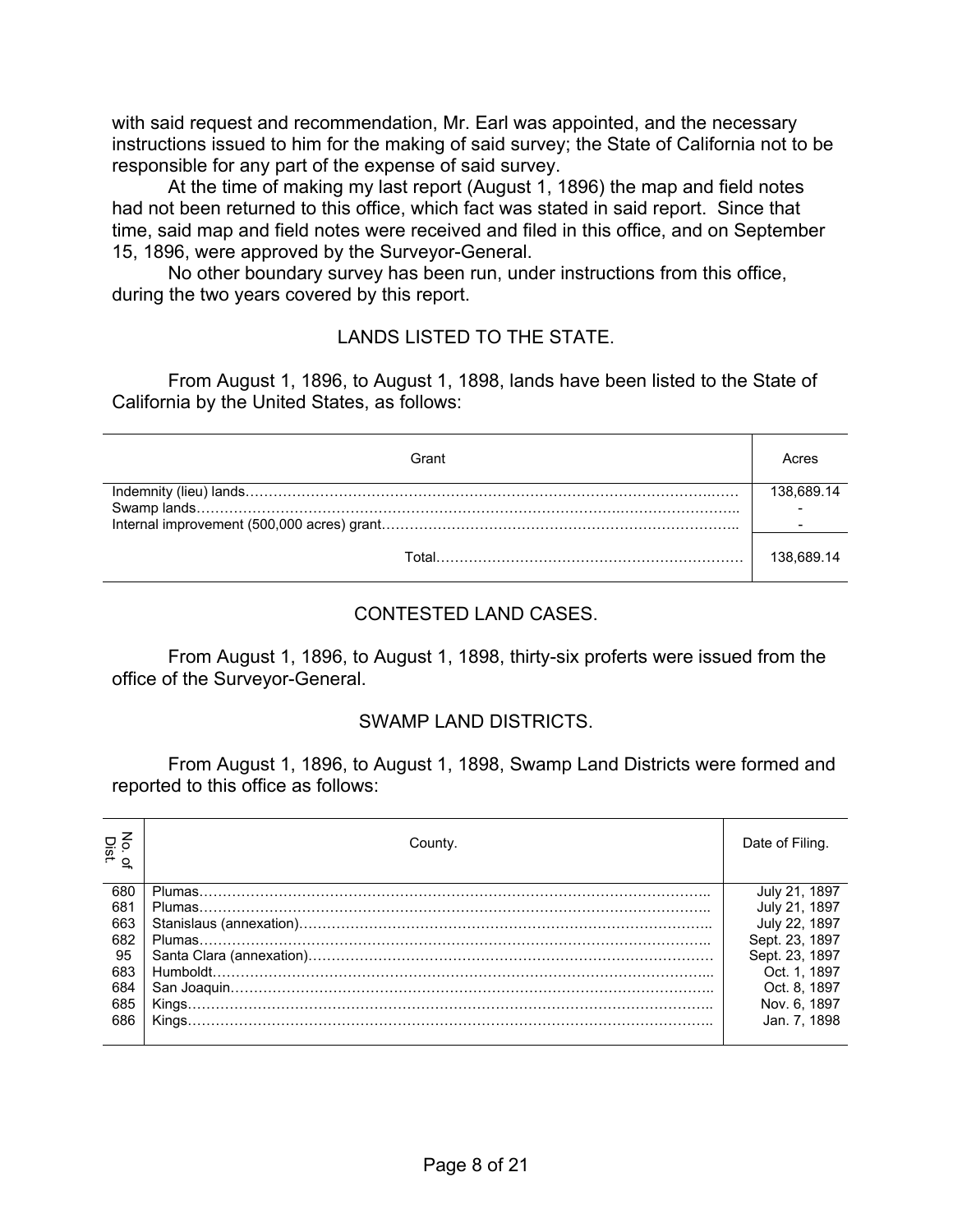with said request and recommendation, Mr. Earl was appointed, and the necessary instructions issued to him for the making of said survey; the State of California not to be responsible for any part of the expense of said survey.

At the time of making my last report (August 1, 1896) the map and field notes had not been returned to this office, which fact was stated in said report. Since that time, said map and field notes were received and filed in this office, and on September 15, 1896, were approved by the Surveyor-General.

No other boundary survey has been run, under instructions from this office, during the two years covered by this report.

## LANDS LISTED TO THE STATE.

From August 1, 1896, to August 1, 1898, lands have been listed to the State of California by the United States, as follows:

| Grant | Acres |
|---|---|
| Indemnity (lieu) lands | 138,689.14 |
| Swamp lands | - |
| Internal improvement (500,000 acres) grant | - |
| Total | 138,689.14 |

## CONTESTED LAND CASES.

From August 1, 1896, to August 1, 1898, thirty-six proferts were issued from the office of the Surveyor-General.

## SWAMP LAND DISTRICTS.

From August 1, 1896, to August 1, 1898, Swamp Land Districts were formed and reported to this office as follows:

| No. of Dist. | County. | Date of Filing. |
|---|---|---|
| 680 | Plumas | July 21, 1897 |
| 681 | Plumas | July 21, 1897 |
| 663 | Stanislaus (annexation) | July 22, 1897 |
| 682 | Plumas | Sept. 23, 1897 |
| 95 | Santa Clara (annexation) | Sept. 23, 1897 |
| 683 | Humboldt | Oct. 1, 1897 |
| 684 | San Joaquin | Oct. 8, 1897 |
| 685 | Kings | Nov. 6, 1897 |
| 686 | Kings | Jan. 7, 1898 |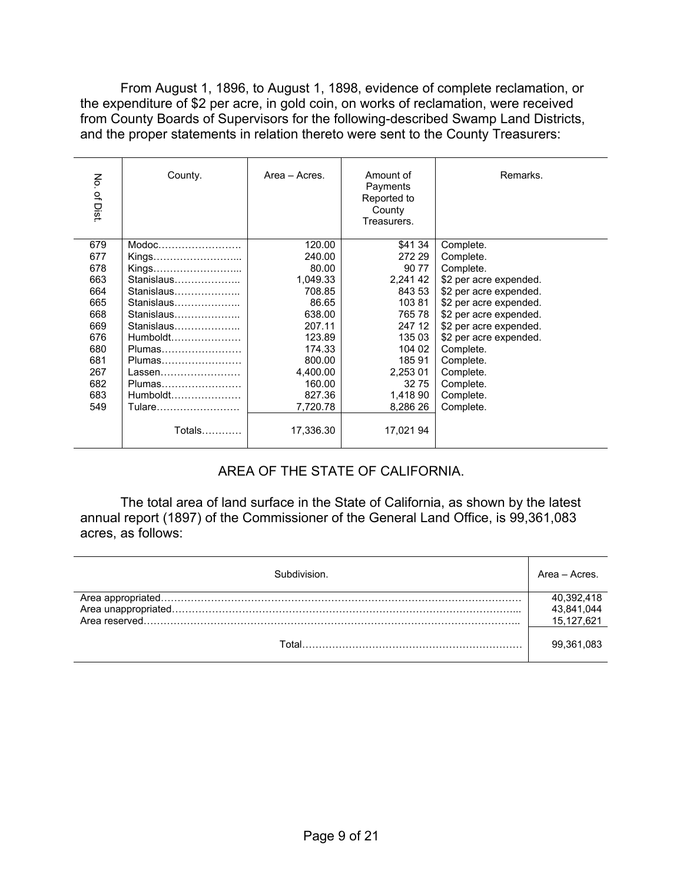From August 1, 1896, to August 1, 1898, evidence of complete reclamation, or the expenditure of $2 per acre, in gold coin, on works of reclamation, were received from County Boards of Supervisors for the following-described Swamp Land Districts, and the proper statements in relation thereto were sent to the County Treasurers:

| No. of Dist. | County. | Area – Acres. | Amount of Payments Reported to County Treasurers. | Remarks. |
|---|---|---|---|---|
| 679 | Modoc…………………… | 120.00 | $41 34 | Complete. |
| 677 | Kings……………………... | 240.00 | 272 29 | Complete. |
| 678 | Kings……………………... | 80.00 | 90 77 | Complete. |
| 663 | Stanislaus……………….. | 1,049.33 | 2,241 42 | $2 per acre expended. |
| 664 | Stanislaus……………….. | 708.85 | 843 53 | $2 per acre expended. |
| 665 | Stanislaus……………….. | 86.65 | 103 81 | $2 per acre expended. |
| 668 | Stanislaus……………….. | 638.00 | 765 78 | $2 per acre expended. |
| 669 | Stanislaus……………….. | 207.11 | 247 12 | $2 per acre expended. |
| 676 | Humboldt………………… | 123.89 | 135 03 | $2 per acre expended. |
| 680 | Plumas…………………… | 174.33 | 104 02 | Complete. |
| 681 | Plumas…………………… | 800.00 | 185 91 | Complete. |
| 267 | Lassen…………………… | 4,400.00 | 2,253 01 | Complete. |
| 682 | Plumas…………………… | 160.00 | 32 75 | Complete. |
| 683 | Humboldt………………… | 827.36 | 1,418 90 | Complete. |
| 549 | Tulare……………………. | 7,720.78 | 8,286 26 | Complete. |
| | Totals………… | 17,336.30 | 17,021 94 | |

## AREA OF THE STATE OF CALIFORNIA.

The total area of land surface in the State of California, as shown by the latest annual report (1897) of the Commissioner of the General Land Office, is 99,361,083 acres, as follows:

| Subdivision. | Area – Acres. |
|---|---|
| Area appropriated……………………………………………………………………… | 40,392,418 |
| Area unappropriated…………………………………………………………………... | 43,841,044 |
| Area reserved………………………………………………………………………….. | 15,127,621 |
| Total………………………………………………………… | 99,361,083 |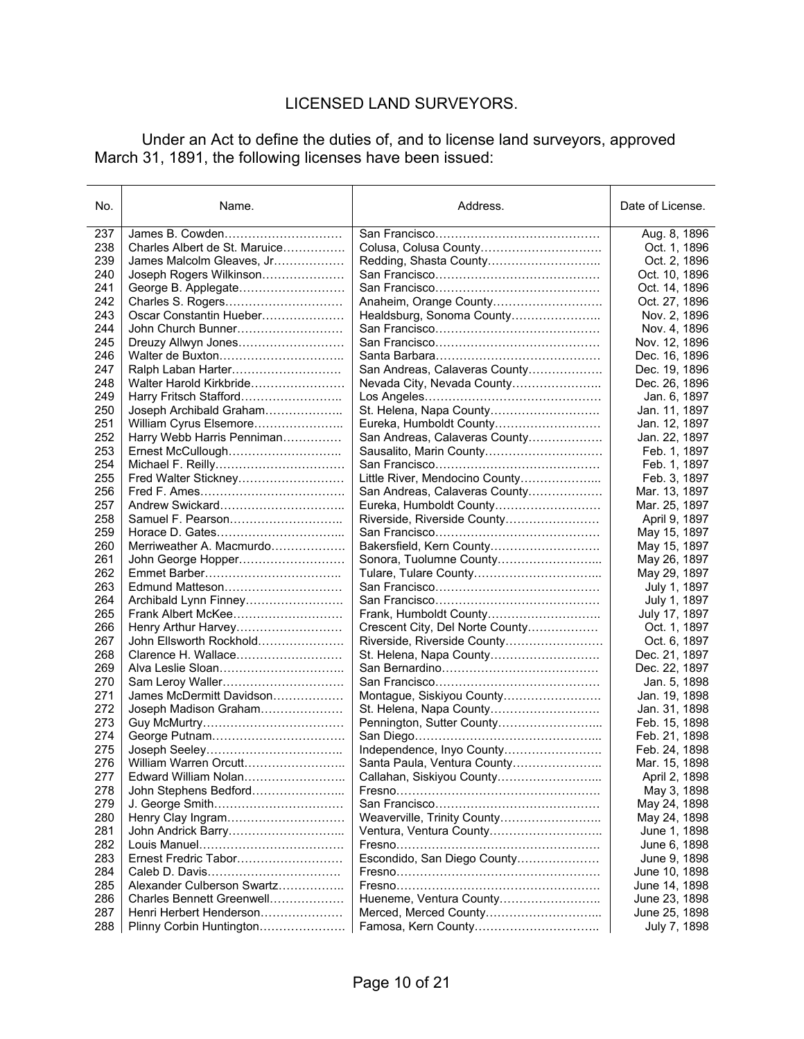## LICENSED LAND SURVEYORS.

Under an Act to define the duties of, and to license land surveyors, approved March 31, 1891, the following licenses have been issued:

| No. | Name. | Address. | Date of License. |
|---|---|---|---|
| 237 | James B. Cowden | San Francisco | Aug. 8, 1896 |
| 238 | Charles Albert de St. Maruice | Colusa, Colusa County | Oct. 1, 1896 |
| 239 | James Malcolm Gleaves, Jr | Redding, Shasta County | Oct. 2, 1896 |
| 240 | Joseph Rogers Wilkinson | San Francisco | Oct. 10, 1896 |
| 241 | George B. Applegate | San Francisco | Oct. 14, 1896 |
| 242 | Charles S. Rogers | Anaheim, Orange County | Oct. 27, 1896 |
| 243 | Oscar Constantin Hueber | Healdsburg, Sonoma County | Nov. 2, 1896 |
| 244 | John Church Bunner | San Francisco | Nov. 4, 1896 |
| 245 | Dreuzy Allwyn Jones | San Francisco | Nov. 12, 1896 |
| 246 | Walter de Buxton | Santa Barbara | Dec. 16, 1896 |
| 247 | Ralph Laban Harter | San Andreas, Calaveras County | Dec. 19, 1896 |
| 248 | Walter Harold Kirkbride | Nevada City, Nevada County | Dec. 26, 1896 |
| 249 | Harry Fritsch Stafford | Los Angeles | Jan. 6, 1897 |
| 250 | Joseph Archibald Graham | St. Helena, Napa County | Jan. 11, 1897 |
| 251 | William Cyrus Elsemore | Eureka, Humboldt County | Jan. 12, 1897 |
| 252 | Harry Webb Harris Penniman | San Andreas, Calaveras County | Jan. 22, 1897 |
| 253 | Ernest McCullough | Sausalito, Marin County | Feb. 1, 1897 |
| 254 | Michael F. Reilly | San Francisco | Feb. 1, 1897 |
| 255 | Fred Walter Stickney | Little River, Mendocino County | Feb. 3, 1897 |
| 256 | Fred F. Ames | San Andreas, Calaveras County | Mar. 13, 1897 |
| 257 | Andrew Swickard | Eureka, Humboldt County | Mar. 25, 1897 |
| 258 | Samuel F. Pearson | Riverside, Riverside County | April 9, 1897 |
| 259 | Horace D. Gates | San Francisco | May 15, 1897 |
| 260 | Merriweather A. Macmurdo | Bakersfield, Kern County | May 15, 1897 |
| 261 | John George Hopper | Sonora, Tuolumne County | May 26, 1897 |
| 262 | Emmet Barber | Tulare, Tulare County | May 29, 1897 |
| 263 | Edmund Matteson | San Francisco | July 1, 1897 |
| 264 | Archibald Lynn Finney | San Francisco | July 1, 1897 |
| 265 | Frank Albert McKee | Frank, Humboldt County | July 17, 1897 |
| 266 | Henry Arthur Harvey | Crescent City, Del Norte County | Oct. 1, 1897 |
| 267 | John Ellsworth Rockhold | Riverside, Riverside County | Oct. 6, 1897 |
| 268 | Clarence H. Wallace | St. Helena, Napa County | Dec. 21, 1897 |
| 269 | Alva Leslie Sloan | San Bernardino | Dec. 22, 1897 |
| 270 | Sam Leroy Waller | San Francisco | Jan. 5, 1898 |
| 271 | James McDermitt Davidson | Montague, Siskiyou County | Jan. 19, 1898 |
| 272 | Joseph Madison Graham | St. Helena, Napa County | Jan. 31, 1898 |
| 273 | Guy McMurtry | Pennington, Sutter County | Feb. 15, 1898 |
| 274 | George Putnam | San Diego | Feb. 21, 1898 |
| 275 | Joseph Seeley | Independence, Inyo County | Feb. 24, 1898 |
| 276 | William Warren Orcutt | Santa Paula, Ventura County | Mar. 15, 1898 |
| 277 | Edward William Nolan | Callahan, Siskiyou County | April 2, 1898 |
| 278 | John Stephens Bedford | Fresno | May 3, 1898 |
| 279 | J. George Smith | San Francisco | May 24, 1898 |
| 280 | Henry Clay Ingram | Weaverville, Trinity County | May 24, 1898 |
| 281 | John Andrick Barry | Ventura, Ventura County | June 1, 1898 |
| 282 | Louis Manuel | Fresno | June 6, 1898 |
| 283 | Ernest Fredric Tabor | Escondido, San Diego County | June 9, 1898 |
| 284 | Caleb D. Davis | Fresno | June 10, 1898 |
| 285 | Alexander Culberson Swartz | Fresno | June 14, 1898 |
| 286 | Charles Bennett Greenwell | Hueneme, Ventura County | June 23, 1898 |
| 287 | Henri Herbert Henderson | Merced, Merced County | June 25, 1898 |
| 288 | Plinny Corbin Huntington | Famosa, Kern County | July 7, 1898 |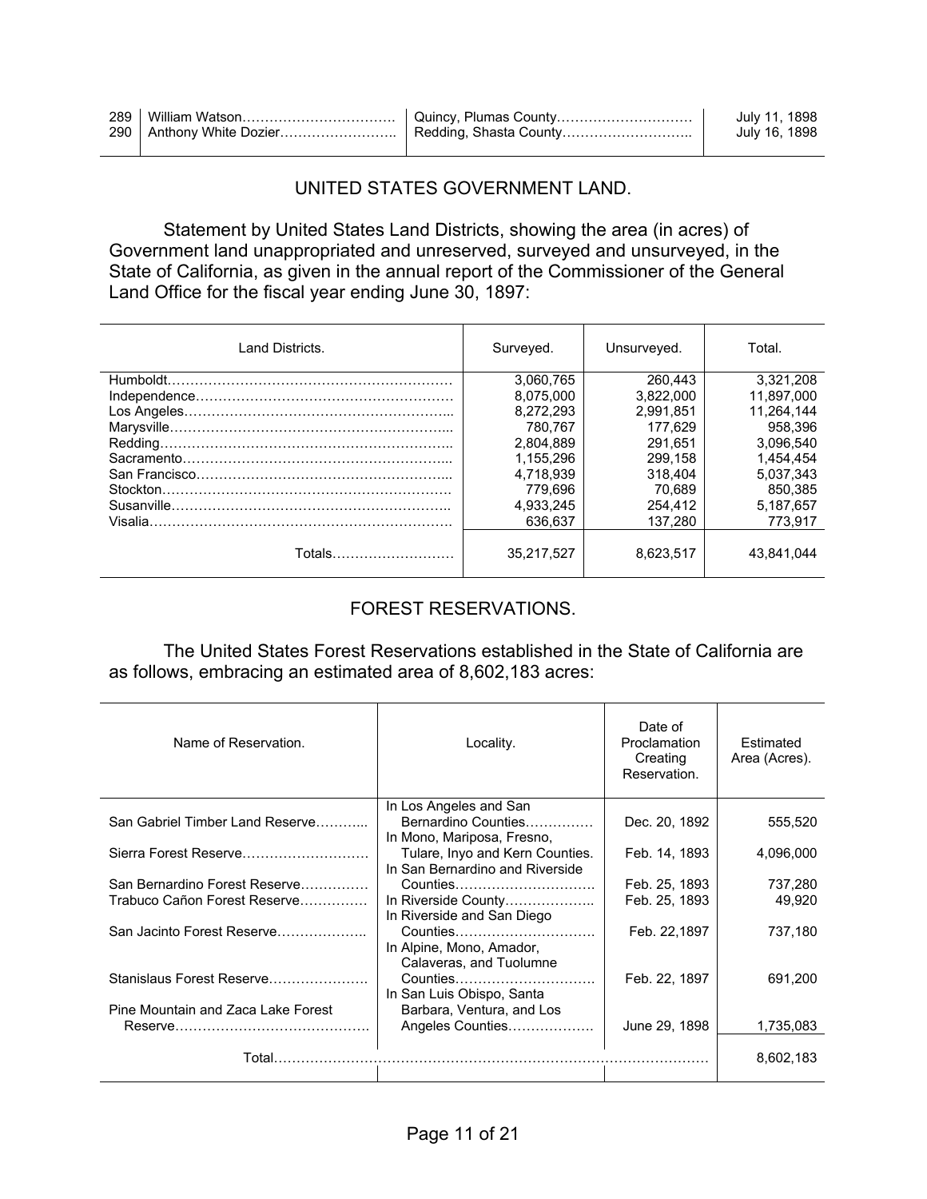| | | | |
|---|---|---|---|
| 289 | William Watson…………………………… | Quincy, Plumas County………………………… | July 11, 1898 |
| 290 | Anthony White Dozier……………………. | Redding, Shasta County……………………….. | July 16, 1898 |

## UNITED STATES GOVERNMENT LAND.

Statement by United States Land Districts, showing the area (in acres) of Government land unappropriated and unreserved, surveyed and unsurveyed, in the State of California, as given in the annual report of the Commissioner of the General Land Office for the fiscal year ending June 30, 1897:

| Land Districts. | Surveyed. | Unsurveyed. | Total. |
|---|---|---|---|
| Humboldt……………………………………………………… | 3,060,765 | 260,443 | 3,321,208 |
| Independence………………………………………………… | 8,075,000 | 3,822,000 | 11,897,000 |
| Los Angeles…………………………………………………... | 8,272,293 | 2,991,851 | 11,264,144 |
| Marysville……………………………………………………... | 780,767 | 177,629 | 958,396 |
| Redding………………………………………………………... | 2,804,889 | 291,651 | 3,096,540 |
| Sacramento…………………………………………………... | 1,155,296 | 299,158 | 1,454,454 |
| San Francisco………………………………………………... | 4,718,939 | 318,404 | 5,037,343 |
| Stockton……………………………………………………….. | 779,696 | 70,689 | 850,385 |
| Susanville…………………………………………………….. | 4,933,245 | 254,412 | 5,187,657 |
| Visalia…………………………………………………………. | 636,637 | 137,280 | 773,917 |
| Totals……………………… | 35,217,527 | 8,623,517 | 43,841,044 |

## FOREST RESERVATIONS.

The United States Forest Reservations established in the State of California are as follows, embracing an estimated area of 8,602,183 acres:

| Name of Reservation. | Locality. | Date of Proclamation Creating Reservation. | Estimated Area (Acres). |
|---|---|---|---|
| San Gabriel Timber Land Reserve………... | In Los Angeles and San Bernardino Counties…………… | Dec. 20, 1892 | 555,520 |
| Sierra Forest Reserve………………………. | In Mono, Mariposa, Fresno, Tulare, Inyo and Kern Counties. | Feb. 14, 1893 | 4,096,000 |
| San Bernardino Forest Reserve…………… | In San Bernardino and Riverside Counties…………………………. | Feb. 25, 1893 | 737,280 |
| Trabuco Cañon Forest Reserve…………… | In Riverside County……………….. | Feb. 25, 1893 | 49,920 |
| San Jacinto Forest Reserve……………….. | In Riverside and San Diego Counties…………………………. | Feb. 22,1897 | 737,180 |
| Stanislaus Forest Reserve…………………. | In Alpine, Mono, Amador, Calaveras, and Tuolumne Counties…………………………. | Feb. 22, 1897 | 691,200 |
| Pine Mountain and Zaca Lake Forest Reserve……………………………………. | In San Luis Obispo, Santa Barbara, Ventura, and Los Angeles Counties………………. | June 29, 1898 | 1,735,083 |
| Total………………………………………………………………………………… | | | 8,602,183 |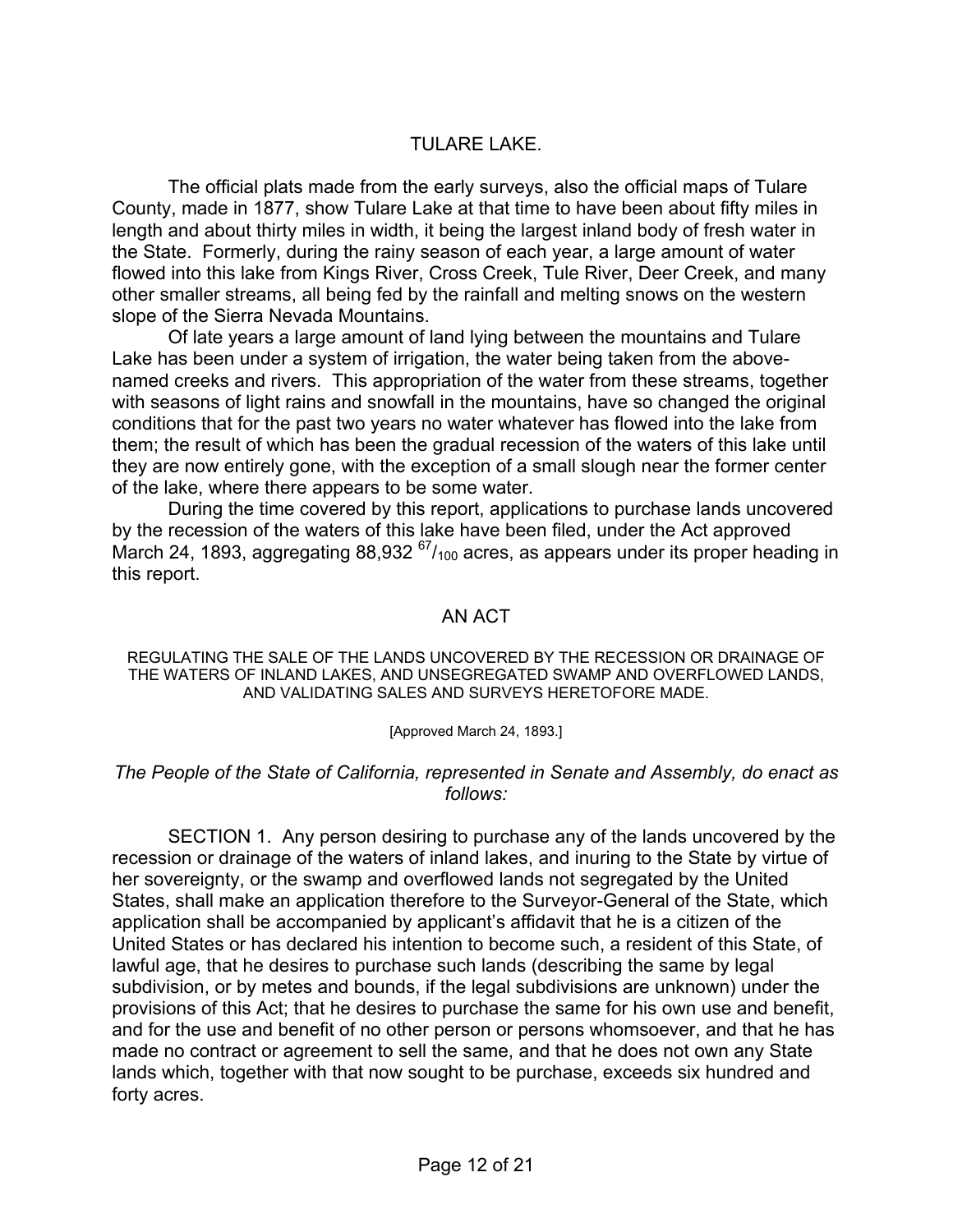## TULARE LAKE.

The official plats made from the early surveys, also the official maps of Tulare County, made in 1877, show Tulare Lake at that time to have been about fifty miles in length and about thirty miles in width, it being the largest inland body of fresh water in the State. Formerly, during the rainy season of each year, a large amount of water flowed into this lake from Kings River, Cross Creek, Tule River, Deer Creek, and many other smaller streams, all being fed by the rainfall and melting snows on the western slope of the Sierra Nevada Mountains.

Of late years a large amount of land lying between the mountains and Tulare Lake has been under a system of irrigation, the water being taken from the above-named creeks and rivers. This appropriation of the water from these streams, together with seasons of light rains and snowfall in the mountains, have so changed the original conditions that for the past two years no water whatever has flowed into the lake from them; the result of which has been the gradual recession of the waters of this lake until they are now entirely gone, with the exception of a small slough near the former center of the lake, where there appears to be some water.

During the time covered by this report, applications to purchase lands uncovered by the recession of the waters of this lake have been filed, under the Act approved March 24, 1893, aggregating 88,932 $^{67}/_{100}$ acres, as appears under its proper heading in this report.

## AN ACT

REGULATING THE SALE OF THE LANDS UNCOVERED BY THE RECESSION OR DRAINAGE OF THE WATERS OF INLAND LAKES, AND UNSEGREGATED SWAMP AND OVERFLOWED LANDS, AND VALIDATING SALES AND SURVEYS HERETOFORE MADE.

[Approved March 24, 1893.]

*The People of the State of California, represented in Senate and Assembly, do enact as follows:*

SECTION 1. Any person desiring to purchase any of the lands uncovered by the recession or drainage of the waters of inland lakes, and inuring to the State by virtue of her sovereignty, or the swamp and overflowed lands not segregated by the United States, shall make an application therefore to the Surveyor-General of the State, which application shall be accompanied by applicant's affidavit that he is a citizen of the United States or has declared his intention to become such, a resident of this State, of lawful age, that he desires to purchase such lands (describing the same by legal subdivision, or by metes and bounds, if the legal subdivisions are unknown) under the provisions of this Act; that he desires to purchase the same for his own use and benefit, and for the use and benefit of no other person or persons whomsoever, and that he has made no contract or agreement to sell the same, and that he does not own any State lands which, together with that now sought to be purchase, exceeds six hundred and forty acres.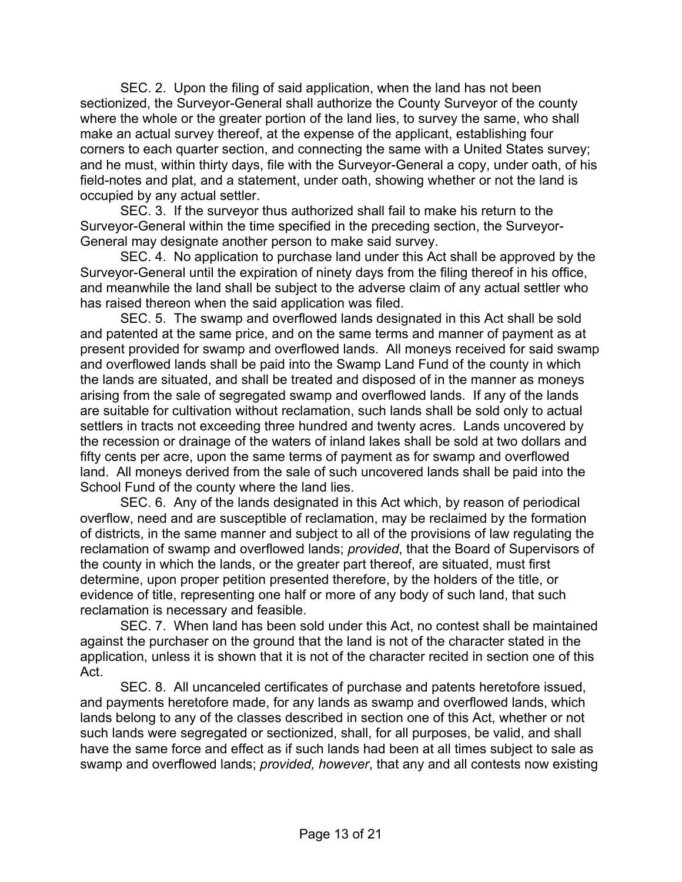SEC. 2. Upon the filing of said application, when the land has not been sectionized, the Surveyor-General shall authorize the County Surveyor of the county where the whole or the greater portion of the land lies, to survey the same, who shall make an actual survey thereof, at the expense of the applicant, establishing four corners to each quarter section, and connecting the same with a United States survey; and he must, within thirty days, file with the Surveyor-General a copy, under oath, of his field-notes and plat, and a statement, under oath, showing whether or not the land is occupied by any actual settler.

SEC. 3. If the surveyor thus authorized shall fail to make his return to the Surveyor-General within the time specified in the preceding section, the Surveyor-General may designate another person to make said survey.

SEC. 4. No application to purchase land under this Act shall be approved by the Surveyor-General until the expiration of ninety days from the filing thereof in his office, and meanwhile the land shall be subject to the adverse claim of any actual settler who has raised thereon when the said application was filed.

SEC. 5. The swamp and overflowed lands designated in this Act shall be sold and patented at the same price, and on the same terms and manner of payment as at present provided for swamp and overflowed lands. All moneys received for said swamp and overflowed lands shall be paid into the Swamp Land Fund of the county in which the lands are situated, and shall be treated and disposed of in the manner as moneys arising from the sale of segregated swamp and overflowed lands. If any of the lands are suitable for cultivation without reclamation, such lands shall be sold only to actual settlers in tracts not exceeding three hundred and twenty acres. Lands uncovered by the recession or drainage of the waters of inland lakes shall be sold at two dollars and fifty cents per acre, upon the same terms of payment as for swamp and overflowed land. All moneys derived from the sale of such uncovered lands shall be paid into the School Fund of the county where the land lies.

SEC. 6. Any of the lands designated in this Act which, by reason of periodical overflow, need and are susceptible of reclamation, may be reclaimed by the formation of districts, in the same manner and subject to all of the provisions of law regulating the reclamation of swamp and overflowed lands; *provided*, that the Board of Supervisors of the county in which the lands, or the greater part thereof, are situated, must first determine, upon proper petition presented therefore, by the holders of the title, or evidence of title, representing one half or more of any body of such land, that such reclamation is necessary and feasible.

SEC. 7. When land has been sold under this Act, no contest shall be maintained against the purchaser on the ground that the land is not of the character stated in the application, unless it is shown that it is not of the character recited in section one of this Act.

SEC. 8. All uncanceled certificates of purchase and patents heretofore issued, and payments heretofore made, for any lands as swamp and overflowed lands, which lands belong to any of the classes described in section one of this Act, whether or not such lands were segregated or sectionized, shall, for all purposes, be valid, and shall have the same force and effect as if such lands had been at all times subject to sale as swamp and overflowed lands; *provided, however*, that any and all contests now existing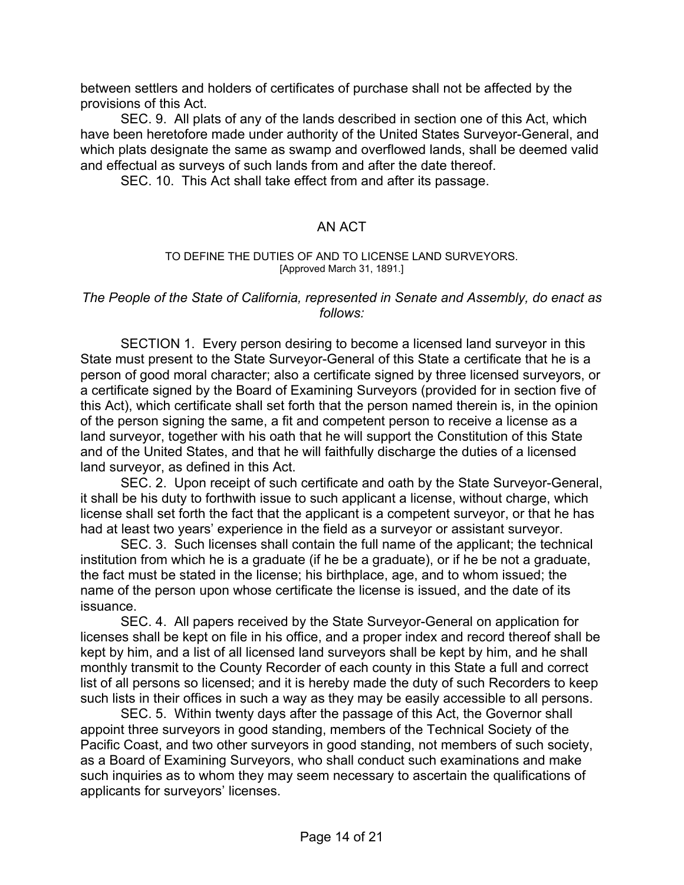between settlers and holders of certificates of purchase shall not be affected by the provisions of this Act.

SEC. 9. All plats of any of the lands described in section one of this Act, which have been heretofore made under authority of the United States Surveyor-General, and which plats designate the same as swamp and overflowed lands, shall be deemed valid and effectual as surveys of such lands from and after the date thereof.

SEC. 10. This Act shall take effect from and after its passage.

## AN ACT

TO DEFINE THE DUTIES OF AND TO LICENSE LAND SURVEYORS.
[Approved March 31, 1891.]

*The People of the State of California, represented in Senate and Assembly, do enact as follows:*

SECTION 1. Every person desiring to become a licensed land surveyor in this State must present to the State Surveyor-General of this State a certificate that he is a person of good moral character; also a certificate signed by three licensed surveyors, or a certificate signed by the Board of Examining Surveyors (provided for in section five of this Act), which certificate shall set forth that the person named therein is, in the opinion of the person signing the same, a fit and competent person to receive a license as a land surveyor, together with his oath that he will support the Constitution of this State and of the United States, and that he will faithfully discharge the duties of a licensed land surveyor, as defined in this Act.

SEC. 2. Upon receipt of such certificate and oath by the State Surveyor-General, it shall be his duty to forthwith issue to such applicant a license, without charge, which license shall set forth the fact that the applicant is a competent surveyor, or that he has had at least two years' experience in the field as a surveyor or assistant surveyor.

SEC. 3. Such licenses shall contain the full name of the applicant; the technical institution from which he is a graduate (if he be a graduate), or if he be not a graduate, the fact must be stated in the license; his birthplace, age, and to whom issued; the name of the person upon whose certificate the license is issued, and the date of its issuance.

SEC. 4. All papers received by the State Surveyor-General on application for licenses shall be kept on file in his office, and a proper index and record thereof shall be kept by him, and a list of all licensed land surveyors shall be kept by him, and he shall monthly transmit to the County Recorder of each county in this State a full and correct list of all persons so licensed; and it is hereby made the duty of such Recorders to keep such lists in their offices in such a way as they may be easily accessible to all persons.

SEC. 5. Within twenty days after the passage of this Act, the Governor shall appoint three surveyors in good standing, members of the Technical Society of the Pacific Coast, and two other surveyors in good standing, not members of such society, as a Board of Examining Surveyors, who shall conduct such examinations and make such inquiries as to whom they may seem necessary to ascertain the qualifications of applicants for surveyors' licenses.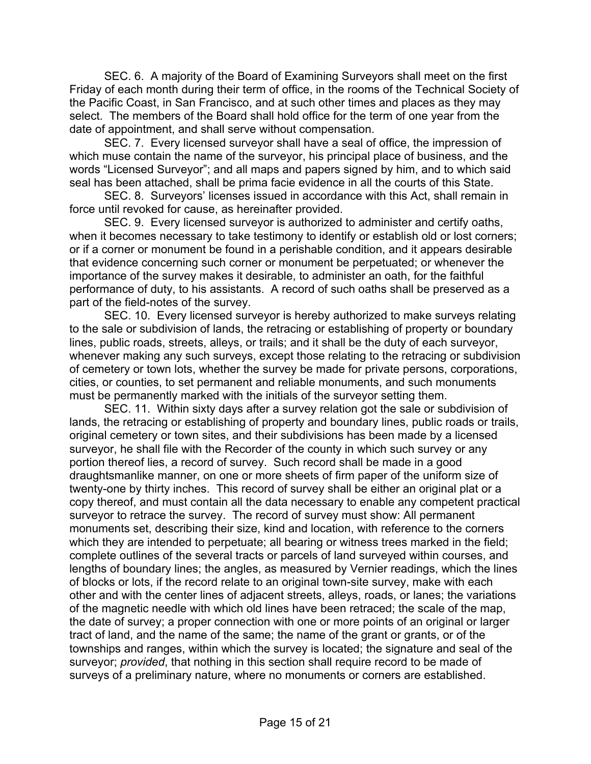SEC. 6. A majority of the Board of Examining Surveyors shall meet on the first Friday of each month during their term of office, in the rooms of the Technical Society of the Pacific Coast, in San Francisco, and at such other times and places as they may select. The members of the Board shall hold office for the term of one year from the date of appointment, and shall serve without compensation.

SEC. 7. Every licensed surveyor shall have a seal of office, the impression of which muse contain the name of the surveyor, his principal place of business, and the words "Licensed Surveyor"; and all maps and papers signed by him, and to which said seal has been attached, shall be prima facie evidence in all the courts of this State.

SEC. 8. Surveyors' licenses issued in accordance with this Act, shall remain in force until revoked for cause, as hereinafter provided.

SEC. 9. Every licensed surveyor is authorized to administer and certify oaths, when it becomes necessary to take testimony to identify or establish old or lost corners; or if a corner or monument be found in a perishable condition, and it appears desirable that evidence concerning such corner or monument be perpetuated; or whenever the importance of the survey makes it desirable, to administer an oath, for the faithful performance of duty, to his assistants. A record of such oaths shall be preserved as a part of the field-notes of the survey.

SEC. 10. Every licensed surveyor is hereby authorized to make surveys relating to the sale or subdivision of lands, the retracing or establishing of property or boundary lines, public roads, streets, alleys, or trails; and it shall be the duty of each surveyor, whenever making any such surveys, except those relating to the retracing or subdivision of cemetery or town lots, whether the survey be made for private persons, corporations, cities, or counties, to set permanent and reliable monuments, and such monuments must be permanently marked with the initials of the surveyor setting them.

SEC. 11. Within sixty days after a survey relation got the sale or subdivision of lands, the retracing or establishing of property and boundary lines, public roads or trails, original cemetery or town sites, and their subdivisions has been made by a licensed surveyor, he shall file with the Recorder of the county in which such survey or any portion thereof lies, a record of survey. Such record shall be made in a good draughtsmanlike manner, on one or more sheets of firm paper of the uniform size of twenty-one by thirty inches. This record of survey shall be either an original plat or a copy thereof, and must contain all the data necessary to enable any competent practical surveyor to retrace the survey. The record of survey must show: All permanent monuments set, describing their size, kind and location, with reference to the corners which they are intended to perpetuate; all bearing or witness trees marked in the field; complete outlines of the several tracts or parcels of land surveyed within courses, and lengths of boundary lines; the angles, as measured by Vernier readings, which the lines of blocks or lots, if the record relate to an original town-site survey, make with each other and with the center lines of adjacent streets, alleys, roads, or lanes; the variations of the magnetic needle with which old lines have been retraced; the scale of the map, the date of survey; a proper connection with one or more points of an original or larger tract of land, and the name of the same; the name of the grant or grants, or of the townships and ranges, within which the survey is located; the signature and seal of the surveyor; *provided*, that nothing in this section shall require record to be made of surveys of a preliminary nature, where no monuments or corners are established.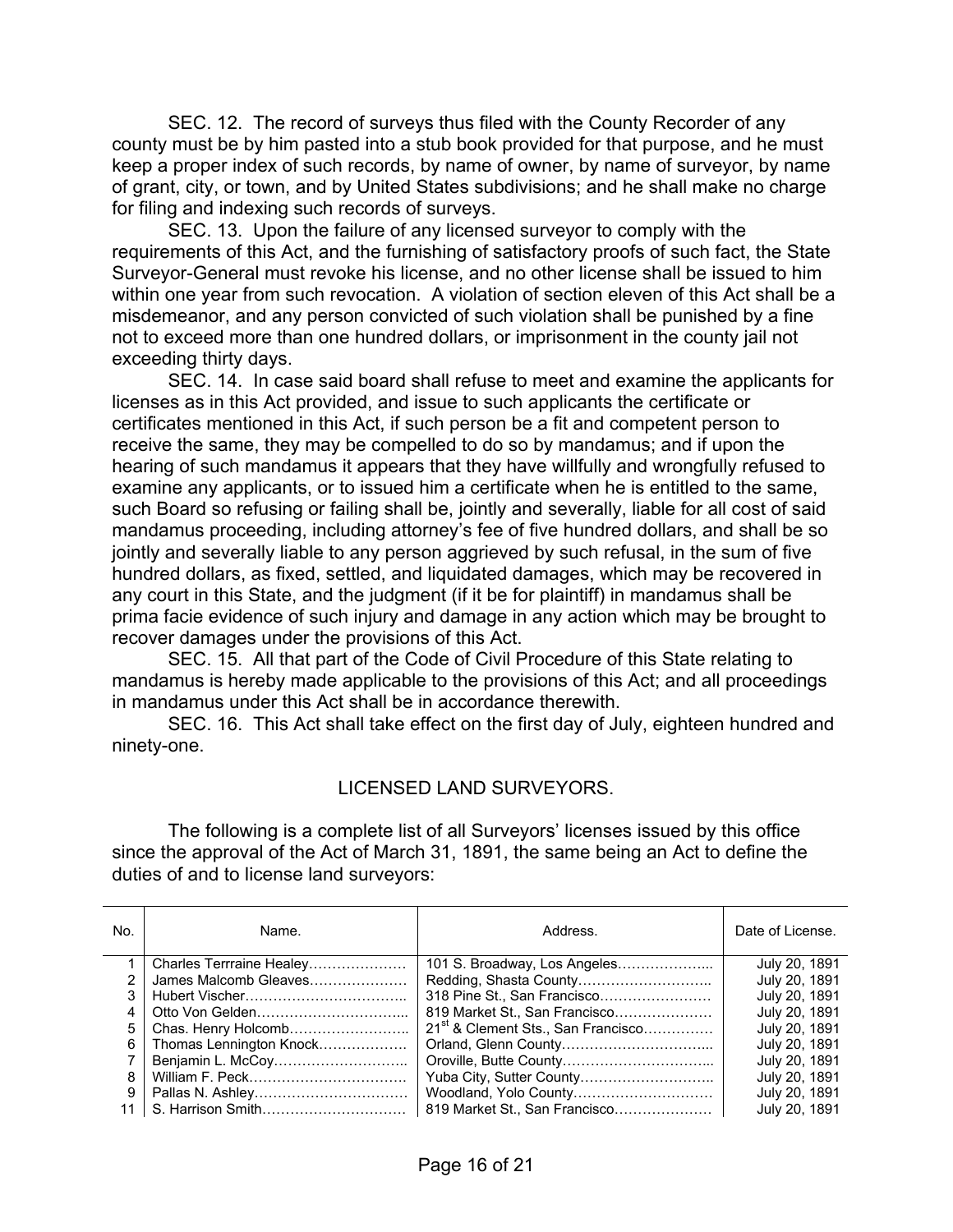SEC. 12. The record of surveys thus filed with the County Recorder of any county must be by him pasted into a stub book provided for that purpose, and he must keep a proper index of such records, by name of owner, by name of surveyor, by name of grant, city, or town, and by United States subdivisions; and he shall make no charge for filing and indexing such records of surveys.

SEC. 13. Upon the failure of any licensed surveyor to comply with the requirements of this Act, and the furnishing of satisfactory proofs of such fact, the State Surveyor-General must revoke his license, and no other license shall be issued to him within one year from such revocation. A violation of section eleven of this Act shall be a misdemeanor, and any person convicted of such violation shall be punished by a fine not to exceed more than one hundred dollars, or imprisonment in the county jail not exceeding thirty days.

SEC. 14. In case said board shall refuse to meet and examine the applicants for licenses as in this Act provided, and issue to such applicants the certificate or certificates mentioned in this Act, if such person be a fit and competent person to receive the same, they may be compelled to do so by mandamus; and if upon the hearing of such mandamus it appears that they have willfully and wrongfully refused to examine any applicants, or to issued him a certificate when he is entitled to the same, such Board so refusing or failing shall be, jointly and severally, liable for all cost of said mandamus proceeding, including attorney's fee of five hundred dollars, and shall be so jointly and severally liable to any person aggrieved by such refusal, in the sum of five hundred dollars, as fixed, settled, and liquidated damages, which may be recovered in any court in this State, and the judgment (if it be for plaintiff) in mandamus shall be prima facie evidence of such injury and damage in any action which may be brought to recover damages under the provisions of this Act.

SEC. 15. All that part of the Code of Civil Procedure of this State relating to mandamus is hereby made applicable to the provisions of this Act; and all proceedings in mandamus under this Act shall be in accordance therewith.

SEC. 16. This Act shall take effect on the first day of July, eighteen hundred and ninety-one.

## LICENSED LAND SURVEYORS.

The following is a complete list of all Surveyors' licenses issued by this office since the approval of the Act of March 31, 1891, the same being an Act to define the duties of and to license land surveyors:

| No. | Name. | Address. | Date of License. |
|---|---|---|---|
| 1 | Charles Terrraine Healey………………… | 101 S. Broadway, Los Angeles………………... | July 20, 1891 |
| 2 | James Malcomb Gleaves………………… | Redding, Shasta County……………………….. | July 20, 1891 |
| 3 | Hubert Vischer…………………………….. | 318 Pine St., San Francisco…………………… | July 20, 1891 |
| 4 | Otto Von Gelden…………………………... | 819 Market St., San Francisco………………… | July 20, 1891 |
| 5 | Chas. Henry Holcomb……………………... | 21st & Clement Sts., San Francisco…………… | July 20, 1891 |
| 6 | Thomas Lennington Knock……………… | Orland, Glenn County…………………………... | July 20, 1891 |
| 7 | Benjamin L. McCoy……………………….. | Oroville, Butte County…………………………... | July 20, 1891 |
| 8 | William F. Peck……………………………. | Yuba City, Sutter County……………………….. | July 20, 1891 |
| 9 | Pallas N. Ashley…………………………… | Woodland, Yolo County………………………… | July 20, 1891 |
| 11 | S. Harrison Smith…………………………. | 819 Market St., San Francisco………………… | July 20, 1891 |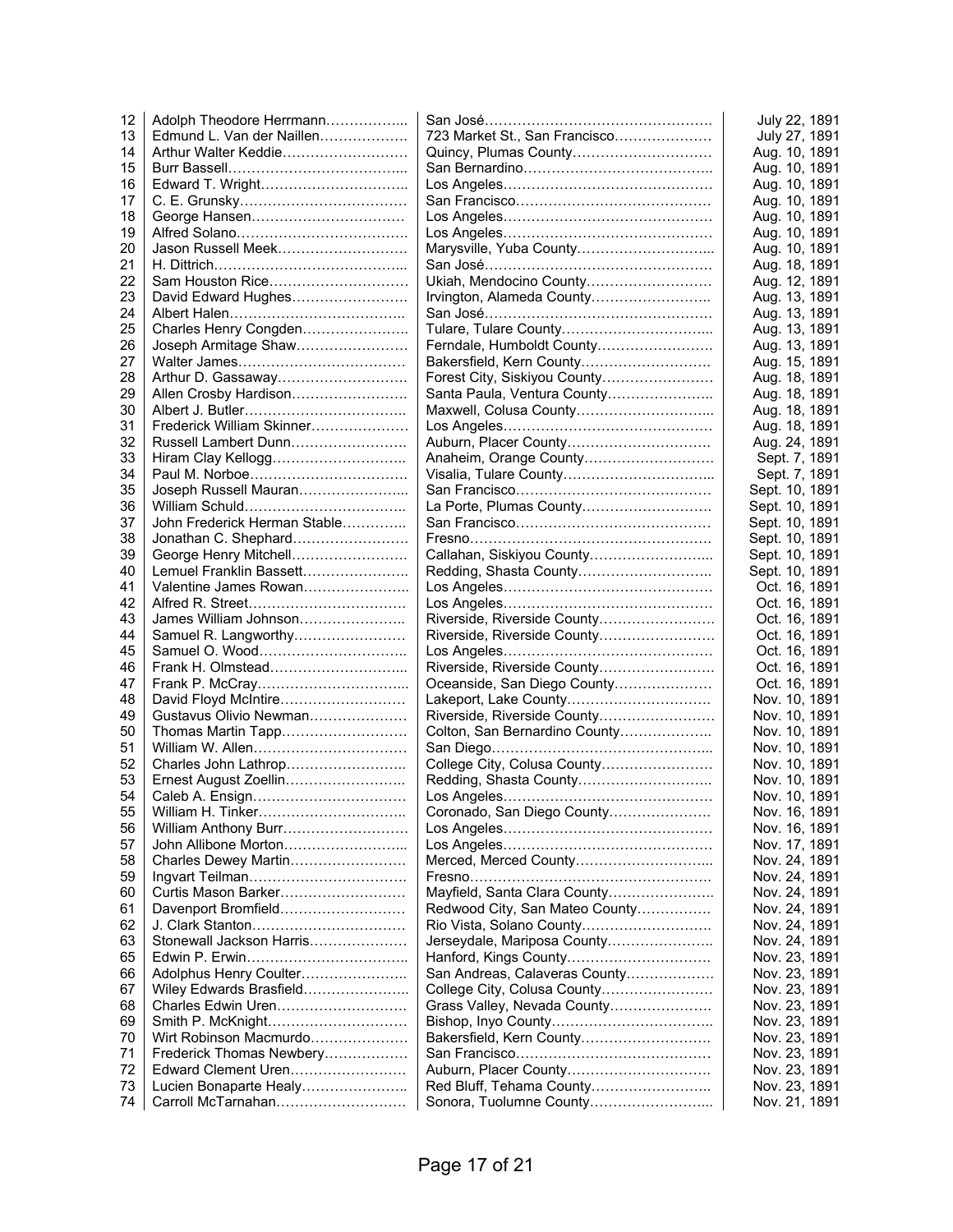| | | | |
|---|---|---|---|
| 12 | Adolph Theodore Herrmann | San José | July 22, 1891 |
| 13 | Edmund L. Van der Naillen | 723 Market St., San Francisco | July 27, 1891 |
| 14 | Arthur Walter Keddie | Quincy, Plumas County | Aug. 10, 1891 |
| 15 | Burr Bassell | San Bernardino | Aug. 10, 1891 |
| 16 | Edward T. Wright | Los Angeles | Aug. 10, 1891 |
| 17 | C. E. Grunsky | San Francisco | Aug. 10, 1891 |
| 18 | George Hansen | Los Angeles | Aug. 10, 1891 |
| 19 | Alfred Solano | Los Angeles | Aug. 10, 1891 |
| 20 | Jason Russell Meek | Marysville, Yuba County | Aug. 10, 1891 |
| 21 | H. Dittrich | San José | Aug. 18, 1891 |
| 22 | Sam Houston Rice | Ukiah, Mendocino County | Aug. 12, 1891 |
| 23 | David Edward Hughes | Irvington, Alameda County | Aug. 13, 1891 |
| 24 | Albert Halen | San José | Aug. 13, 1891 |
| 25 | Charles Henry Congden | Tulare, Tulare County | Aug. 13, 1891 |
| 26 | Joseph Armitage Shaw | Ferndale, Humboldt County | Aug. 13, 1891 |
| 27 | Walter James | Bakersfield, Kern County | Aug. 15, 1891 |
| 28 | Arthur D. Gassaway | Forest City, Siskiyou County | Aug. 18, 1891 |
| 29 | Allen Crosby Hardison | Santa Paula, Ventura County | Aug. 18, 1891 |
| 30 | Albert J. Butler | Maxwell, Colusa County | Aug. 18, 1891 |
| 31 | Frederick William Skinner | Los Angeles | Aug. 18, 1891 |
| 32 | Russell Lambert Dunn | Auburn, Placer County | Aug. 24, 1891 |
| 33 | Hiram Clay Kellogg | Anaheim, Orange County | Sept. 7, 1891 |
| 34 | Paul M. Norboe | Visalia, Tulare County | Sept. 7, 1891 |
| 35 | Joseph Russell Mauran | San Francisco | Sept. 10, 1891 |
| 36 | William Schuld | La Porte, Plumas County | Sept. 10, 1891 |
| 37 | John Frederick Herman Stable | San Francisco | Sept. 10, 1891 |
| 38 | Jonathan C. Shephard | Fresno | Sept. 10, 1891 |
| 39 | George Henry Mitchell | Callahan, Siskiyou County | Sept. 10, 1891 |
| 40 | Lemuel Franklin Bassett | Redding, Shasta County | Sept. 10, 1891 |
| 41 | Valentine James Rowan | Los Angeles | Oct. 16, 1891 |
| 42 | Alfred R. Street | Los Angeles | Oct. 16, 1891 |
| 43 | James William Johnson | Riverside, Riverside County | Oct. 16, 1891 |
| 44 | Samuel R. Langworthy | Riverside, Riverside County | Oct. 16, 1891 |
| 45 | Samuel O. Wood | Los Angeles | Oct. 16, 1891 |
| 46 | Frank H. Olmstead | Riverside, Riverside County | Oct. 16, 1891 |
| 47 | Frank P. McCray | Oceanside, San Diego County | Oct. 16, 1891 |
| 48 | David Floyd McIntire | Lakeport, Lake County | Nov. 10, 1891 |
| 49 | Gustavus Olivio Newman | Riverside, Riverside County | Nov. 10, 1891 |
| 50 | Thomas Martin Tapp | Colton, San Bernardino County | Nov. 10, 1891 |
| 51 | William W. Allen | San Diego | Nov. 10, 1891 |
| 52 | Charles John Lathrop | College City, Colusa County | Nov. 10, 1891 |
| 53 | Ernest August Zoellin | Redding, Shasta County | Nov. 10, 1891 |
| 54 | Caleb A. Ensign | Los Angeles | Nov. 10, 1891 |
| 55 | William H. Tinker | Coronado, San Diego County | Nov. 16, 1891 |
| 56 | William Anthony Burr | Los Angeles | Nov. 16, 1891 |
| 57 | John Allibone Morton | Los Angeles | Nov. 17, 1891 |
| 58 | Charles Dewey Martin | Merced, Merced County | Nov. 24, 1891 |
| 59 | Ingvart Teilman | Fresno | Nov. 24, 1891 |
| 60 | Curtis Mason Barker | Mayfield, Santa Clara County | Nov. 24, 1891 |
| 61 | Davenport Bromfield | Redwood City, San Mateo County | Nov. 24, 1891 |
| 62 | J. Clark Stanton | Rio Vista, Solano County | Nov. 24, 1891 |
| 63 | Stonewall Jackson Harris | Jerseydale, Mariposa County | Nov. 24, 1891 |
| 65 | Edwin P. Erwin | Hanford, Kings County | Nov. 23, 1891 |
| 66 | Adolphus Henry Coulter | San Andreas, Calaveras County | Nov. 23, 1891 |
| 67 | Wiley Edwards Brasfield | College City, Colusa County | Nov. 23, 1891 |
| 68 | Charles Edwin Uren | Grass Valley, Nevada County | Nov. 23, 1891 |
| 69 | Smith P. McKnight | Bishop, Inyo County | Nov. 23, 1891 |
| 70 | Wirt Robinson Macmurdo | Bakersfield, Kern County | Nov. 23, 1891 |
| 71 | Frederick Thomas Newbery | San Francisco | Nov. 23, 1891 |
| 72 | Edward Clement Uren | Auburn, Placer County | Nov. 23, 1891 |
| 73 | Lucien Bonaparte Healy | Red Bluff, Tehama County | Nov. 23, 1891 |
| 74 | Carroll McTarnahan | Sonora, Tuolumne County | Nov. 21, 1891 |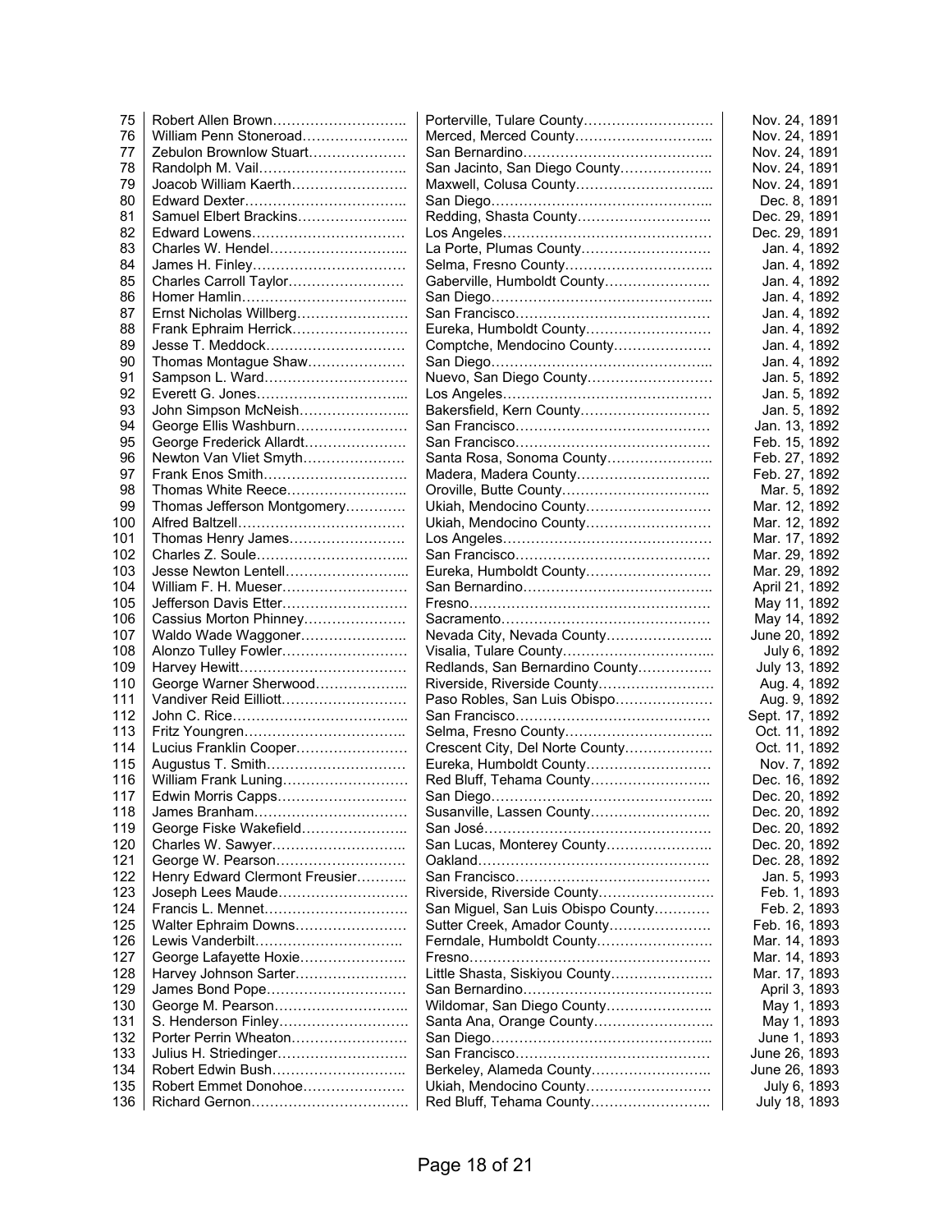| | | | |
|---|---|---|---|
| 75 | Robert Allen Brown……………………….. | Porterville, Tulare County……………………… | Nov. 24, 1891 |
| 76 | William Penn Stoneroad………………….. | Merced, Merced County……………………….. | Nov. 24, 1891 |
| 77 | Zebulon Brownlow Stuart………………… | San Bernardino………………………………….. | Nov. 24, 1891 |
| 78 | Randolph M. Vail………………………….. | San Jacinto, San Diego County……………….. | Nov. 24, 1891 |
| 79 | Joacob William Kaerth……………………. | Maxwell, Colusa County……………………….. | Nov. 24, 1891 |
| 80 | Edward Dexter…………………………….. | San Diego……………………………………….. | Dec. 8, 1891 |
| 81 | Samuel Elbert Brackins………………….. | Redding, Shasta County……………………….. | Dec. 29, 1891 |
| 82 | Edward Lowens……………………………. | Los Angeles…………………………………….. | Dec. 29, 1891 |
| 83 | Charles W. Hendel……………………….. | La Porte, Plumas County……………………… | Jan. 4, 1892 |
| 84 | James H. Finley…………………………… | Selma, Fresno County………………………….. | Jan. 4, 1892 |
| 85 | Charles Carroll Taylor……………………. | Gaberville, Humboldt County………………….. | Jan. 4, 1892 |
| 86 | Homer Hamlin……………………………... | San Diego……………………………………….. | Jan. 4, 1892 |
| 87 | Ernst Nicholas Willberg…………………… | San Francisco…………………………………… | Jan. 4, 1892 |
| 88 | Frank Ephraim Herrick……………………. | Eureka, Humboldt County……………………… | Jan. 4, 1892 |
| 89 | Jesse T. Meddock…………………………. | Comptche, Mendocino County………………… | Jan. 4, 1892 |
| 90 | Thomas Montague Shaw………………… | San Diego……………………………………….. | Jan. 4, 1892 |
| 91 | Sampson L. Ward…………………………. | Nuevo, San Diego County……………………… | Jan. 5, 1892 |
| 92 | Everett G. Jones…………………………… | Los Angeles…………………………………….. | Jan. 5, 1892 |
| 93 | John Simpson McNeish………………….. | Bakersfield, Kern County……………………… | Jan. 5, 1892 |
| 94 | George Ellis Washburn…………………… | San Francisco…………………………………… | Jan. 13, 1892 |
| 95 | George Frederick Allardt…………………. | San Francisco…………………………………… | Feb. 15, 1892 |
| 96 | Newton Van Vliet Smyth…………………. | Santa Rosa, Sonoma County………………….. | Feb. 27, 1892 |
| 97 | Frank Enos Smith…………………………. | Madera, Madera County……………………….. | Feb. 27, 1892 |
| 98 | Thomas White Reece…………………….. | Oroville, Butte County………………………….. | Mar. 5, 1892 |
| 99 | Thomas Jefferson Montgomery………… | Ukiah, Mendocino County……………………… | Mar. 12, 1892 |
| 100 | Alfred Baltzell………………………………. | Ukiah, Mendocino County……………………… | Mar. 12, 1892 |
| 101 | Thomas Henry James……………………. | Los Angeles…………………………………….. | Mar. 17, 1892 |
| 102 | Charles Z. Soule………………………….. | San Francisco…………………………………… | Mar. 29, 1892 |
| 103 | Jesse Newton Lentell…………………….. | Eureka, Humboldt County……………………… | Mar. 29, 1892 |
| 104 | William F. H. Mueser……………………… | San Bernardino………………………………….. | April 21, 1892 |
| 105 | Jefferson Davis Etter……………………… | Fresno……………………………………………. | May 11, 1892 |
| 106 | Cassius Morton Phinney…………………. | Sacramento……………………………………… | May 14, 1892 |
| 107 | Waldo Wade Waggoner………………….. | Nevada City, Nevada County………………….. | June 20, 1892 |
| 108 | Alonzo Tulley Fowler……………………… | Visalia, Tulare County………………………….. | July 6, 1892 |
| 109 | Harvey Hewitt……………………………… | Redlands, San Bernardino County…………… | July 13, 1892 |
| 110 | George Warner Sherwood……………….. | Riverside, Riverside County…………………… | Aug. 4, 1892 |
| 111 | Vandiver Reid Eilliott……………………… | Paso Robles, San Luis Obispo………………… | Aug. 9, 1892 |
| 112 | John C. Rice……………………………….. | San Francisco…………………………………… | Sept. 17, 1892 |
| 113 | Fritz Youngren…………………………….. | Selma, Fresno County………………………….. | Oct. 11, 1892 |
| 114 | Lucius Franklin Cooper…………………… | Crescent City, Del Norte County……………… | Oct. 11, 1892 |
| 115 | Augustus T. Smith………………………… | Eureka, Humboldt County……………………… | Nov. 7, 1892 |
| 116 | William Frank Luning……………………… | Red Bluff, Tehama County…………………….. | Dec. 16, 1892 |
| 117 | Edwin Morris Capps………………………. | San Diego……………………………………….. | Dec. 20, 1892 |
| 118 | James Branham…………………………… | Susanville, Lassen County…………………….. | Dec. 20, 1892 |
| 119 | George Fiske Wakefield………………….. | San José………………………………………… | Dec. 20, 1892 |
| 120 | Charles W. Sawyer……………………….. | San Lucas, Monterey County………………….. | Dec. 20, 1892 |
| 121 | George W. Pearson………………………. | Oakland………………………………………….. | Dec. 28, 1892 |
| 122 | Henry Edward Clermont Freusier……….. | San Francisco…………………………………… | Jan. 5, 1993 |
| 123 | Joseph Lees Maude………………………. | Riverside, Riverside County…………………… | Feb. 1, 1893 |
| 124 | Francis L. Mennet…………………………. | San Miguel, San Luis Obispo County………… | Feb. 2, 1893 |
| 125 | Walter Ephraim Downs…………………… | Sutter Creek, Amador County…………………. | Feb. 16, 1893 |
| 126 | Lewis Vanderbilt………………………….. | Ferndale, Humboldt County……………………. | Mar. 14, 1893 |
| 127 | George Lafayette Hoxie………………….. | Fresno……………………………………………. | Mar. 14, 1893 |
| 128 | Harvey Johnson Sarter…………………… | Little Shasta, Siskiyou County………………… | Mar. 17, 1893 |
| 129 | James Bond Pope…………………………. | San Bernardino………………………………….. | April 3, 1893 |
| 130 | George M. Pearson……………………….. | Wildomar, San Diego County………………….. | May 1, 1893 |
| 131 | S. Henderson Finley……………………… | Santa Ana, Orange County……………………. | May 1, 1893 |
| 132 | Porter Perrin Wheaton……………………. | San Diego……………………………………….. | June 1, 1893 |
| 133 | Julius H. Striedinger………………………. | San Francisco…………………………………… | June 26, 1893 |
| 134 | Robert Edwin Bush……………………….. | Berkeley, Alameda County…………………….. | June 26, 1893 |
| 135 | Robert Emmet Donohoe………………….. | Ukiah, Mendocino County……………………… | July 6, 1893 |
| 136 | Richard Gernon……………………………. | Red Bluff, Tehama County…………………….. | July 18, 1893 |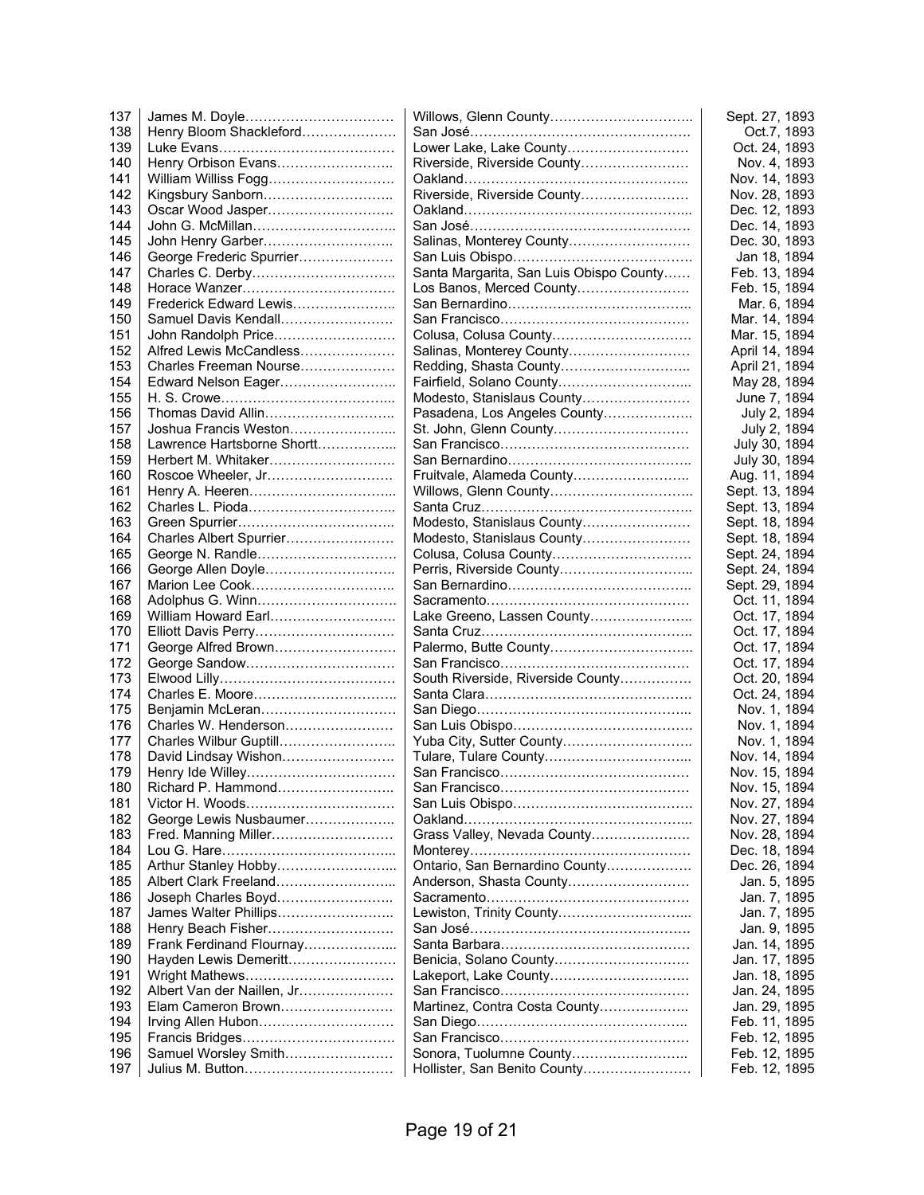| | | | |
|---|---|---|---|
| 137 | James M. Doyle…………………………… | Willows, Glenn County………………………….. | Sept. 27, 1893 |
| 138 | Henry Bloom Shackleford………………… | San José…………………………………………. | Oct.7, 1893 |
| 139 | Luke Evans………………………………… | Lower Lake, Lake County……………………… | Oct. 24, 1893 |
| 140 | Henry Orbison Evans…………………….. | Riverside, Riverside County…………………… | Nov. 4, 1893 |
| 141 | William Williss Fogg……………………… | Oakland………………………………………….. | Nov. 14, 1893 |
| 142 | Kingsbury Sanborn……………………….. | Riverside, Riverside County…………………… | Nov. 28, 1893 |
| 143 | Oscar Wood Jasper……………………… | Oakland…………………………………………... | Dec. 12, 1893 |
| 144 | John G. McMillan………………………….. | San José…………………………………………. | Dec. 14, 1893 |
| 145 | John Henry Garber……………………….. | Salinas, Monterey County……………………… | Dec. 30, 1893 |
| 146 | George Frederic Spurrier………………… | San Luis Obispo…………………………………. | Jan 18, 1894 |
| 147 | Charles C. Derby………………………….. | Santa Margarita, San Luis Obispo County…… | Feb. 13, 1894 |
| 148 | Horace Wanzer……………………………. | Los Banos, Merced County…………………… | Feb. 15, 1894 |
| 149 | Frederick Edward Lewis………………….. | San Bernardino………………………………….. | Mar. 6, 1894 |
| 150 | Samuel Davis Kendall……………………. | San Francisco…………………………………… | Mar. 14, 1894 |
| 151 | John Randolph Price……………………… | Colusa, Colusa County………………………… | Mar. 15, 1894 |
| 152 | Alfred Lewis McCandless………………… | Salinas, Monterey County……………………… | April 14, 1894 |
| 153 | Charles Freeman Nourse………………… | Redding, Shasta County……………………….. | April 21, 1894 |
| 154 | Edward Nelson Eager……………………. | Fairfield, Solano County………………………... | May 28, 1894 |
| 155 | H. S. Crowe………………………………... | Modesto, Stanislaus County…………………… | June 7, 1894 |
| 156 | Thomas David Allin……………………….. | Pasadena, Los Angeles County……………….. | July 2, 1894 |
| 157 | Joshua Francis Weston…………………... | St. John, Glenn County………………………… | July 2, 1894 |
| 158 | Lawrence Hartsborne Shortt……………... | San Francisco…………………………………… | July 30, 1894 |
| 159 | Herbert M. Whitaker……………………… | San Bernardino………………………………….. | July 30, 1894 |
| 160 | Roscoe Wheeler, Jr……………………… | Fruitvale, Alameda County…………………….. | Aug. 11, 1894 |
| 161 | Henry A. Heeren…………………………... | Willows, Glenn County………………………….. | Sept. 13, 1894 |
| 162 | Charles L. Pioda………………………….. | Santa Cruz……………………………………….. | Sept. 13, 1894 |
| 163 | Green Spurrier…………………………….. | Modesto, Stanislaus County…………………… | Sept. 18, 1894 |
| 164 | Charles Albert Spurrier…………………… | Modesto, Stanislaus County…………………… | Sept. 18, 1894 |
| 165 | George N. Randle………………………… | Colusa, Colusa County………………………… | Sept. 24, 1894 |
| 166 | George Allen Doyle……………………….. | Perris, Riverside County………………………... | Sept. 24, 1894 |
| 167 | Marion Lee Cook………………………….. | San Bernardino………………………………….. | Sept. 29, 1894 |
| 168 | Adolphus G. Winn………………………… | Sacramento……………………………………… | Oct. 11, 1894 |
| 169 | William Howard Earl……………………… | Lake Greeno, Lassen County………………….. | Oct. 17, 1894 |
| 170 | Elliott Davis Perry………………………… | Santa Cruz……………………………………….. | Oct. 17, 1894 |
| 171 | George Alfred Brown……………………… | Palermo, Butte County………………………….. | Oct. 17, 1894 |
| 172 | George Sandow…………………………… | San Francisco…………………………………… | Oct. 17, 1894 |
| 173 | Elwood Lilly………………………………… | South Riverside, Riverside County……………. | Oct. 20, 1894 |
| 174 | Charles E. Moore………………………….. | Santa Clara………………………………………. | Oct. 24, 1894 |
| 175 | Benjamin McLeran………………………… | San Diego………………………………………... | Nov. 1, 1894 |
| 176 | Charles W. Henderson…………………… | San Luis Obispo…………………………………. | Nov. 1, 1894 |
| 177 | Charles Wilbur Guptill…………………….. | Yuba City, Sutter County……………………….. | Nov. 1, 1894 |
| 178 | David Lindsay Wishon…………………… | Tulare, Tulare County…………………………... | Nov. 14, 1894 |
| 179 | Henry Ide Willey…………………………… | San Francisco…………………………………… | Nov. 15, 1894 |
| 180 | Richard P. Hammond…………………….. | San Francisco…………………………………… | Nov. 15, 1894 |
| 181 | Victor H. Woods…………………………… | San Luis Obispo…………………………………. | Nov. 27, 1894 |
| 182 | George Lewis Nusbaumer……………….. | Oakland…………………………………………... | Nov. 27, 1894 |
| 183 | Fred. Manning Miller……………………… | Grass Valley, Nevada County…………………. | Nov. 28, 1894 |
| 184 | Lou G. Hare………………………………... | Monterey…………………………………………. | Dec. 18, 1894 |
| 185 | Arthur Stanley Hobby……………………... | Ontario, San Bernardino County………………. | Dec. 26, 1894 |
| 185 | Albert Clark Freeland……………………... | Anderson, Shasta County……………………… | Jan. 5, 1895 |
| 186 | Joseph Charles Boyd…………………….. | Sacramento……………………………………… | Jan. 7, 1895 |
| 187 | James Walter Phillips…………………….. | Lewiston, Trinity County………………………... | Jan. 7, 1895 |
| 188 | Henry Beach Fisher……………………… | San José…………………………………………. | Jan. 9, 1895 |
| 189 | Frank Ferdinand Flournay………………... | Santa Barbara…………………………………… | Jan. 14, 1895 |
| 190 | Hayden Lewis Demeritt…………………… | Benicia, Solano County………………………… | Jan. 17, 1895 |
| 191 | Wright Mathews…………………………… | Lakeport, Lake County…………………………. | Jan. 18, 1895 |
| 192 | Albert Van der Naillen, Jr………………… | San Francisco…………………………………… | Jan. 24, 1895 |
| 193 | Elam Cameron Brown……………………. | Martinez, Contra Costa County………………. | Jan. 29, 1895 |
| 194 | Irving Allen Hubon………………………… | San Diego……………………………………….. | Feb. 11, 1895 |
| 195 | Francis Bridges……………………………. | San Francisco…………………………………… | Feb. 12, 1895 |
| 196 | Samuel Worsley Smith…………………… | Sonora, Tuolumne County…………………….. | Feb. 12, 1895 |
| 197 | Julius M. Button…………………………… | Hollister, San Benito County…………………… | Feb. 12, 1895 |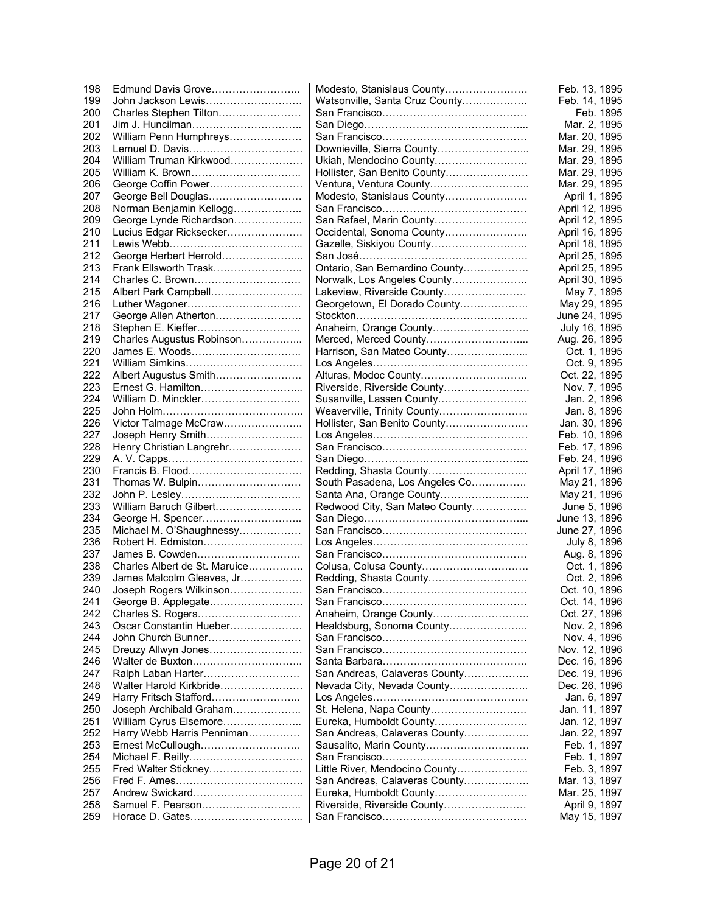| | | | |
|---|---|---|---|
| 198 | Edmund Davis Grove | Modesto, Stanislaus County | Feb. 13, 1895 |
| 199 | John Jackson Lewis | Watsonville, Santa Cruz County | Feb. 14, 1895 |
| 200 | Charles Stephen Tilton | San Francisco | Feb. 1895 |
| 201 | Jim J. Huncilman | San Diego | Mar. 2, 1895 |
| 202 | William Penn Humphreys | San Francisco | Mar. 20, 1895 |
| 203 | Lemuel D. Davis | Downieville, Sierra County | Mar. 29, 1895 |
| 204 | William Truman Kirkwood | Ukiah, Mendocino County | Mar. 29, 1895 |
| 205 | William K. Brown | Hollister, San Benito County | Mar. 29, 1895 |
| 206 | George Coffin Power | Ventura, Ventura County | Mar. 29, 1895 |
| 207 | George Bell Douglas | Modesto, Stanislaus County | April 1, 1895 |
| 208 | Norman Benjamin Kellogg | San Francisco | April 12, 1895 |
| 209 | George Lynde Richardson | San Rafael, Marin County | April 12, 1895 |
| 210 | Lucius Edgar Ricksecker | Occidental, Sonoma County | April 16, 1895 |
| 211 | Lewis Webb | Gazelle, Siskiyou County | April 18, 1895 |
| 212 | George Herbert Herrold | San José | April 25, 1895 |
| 213 | Frank Ellsworth Trask | Ontario, San Bernardino County | April 25, 1895 |
| 214 | Charles C. Brown | Norwalk, Los Angeles County | April 30, 1895 |
| 215 | Albert Park Campbell | Lakeview, Riverside County | May 7, 1895 |
| 216 | Luther Wagoner | Georgetown, El Dorado County | May 29, 1895 |
| 217 | George Allen Atherton | Stockton | June 24, 1895 |
| 218 | Stephen E. Kieffer | Anaheim, Orange County | July 16, 1895 |
| 219 | Charles Augustus Robinson | Merced, Merced County | Aug. 26, 1895 |
| 220 | James E. Woods | Harrison, San Mateo County | Oct. 1, 1895 |
| 221 | William Simkins | Los Angeles | Oct. 9, 1895 |
| 222 | Albert Augustus Smith | Alturas, Modoc County | Oct. 22, 1895 |
| 223 | Ernest G. Hamilton | Riverside, Riverside County | Nov. 7, 1895 |
| 224 | William D. Minckler | Susanville, Lassen County | Jan. 2, 1896 |
| 225 | John Holm | Weaverville, Trinity County | Jan. 8, 1896 |
| 226 | Victor Talmage McCraw | Hollister, San Benito County | Jan. 30, 1896 |
| 227 | Joseph Henry Smith | Los Angeles | Feb. 10, 1896 |
| 228 | Henry Christian Langrehr | San Francisco | Feb. 17, 1896 |
| 229 | A. V. Capps | San Diego | Feb. 24, 1896 |
| 230 | Francis B. Flood | Redding, Shasta County | April 17, 1896 |
| 231 | Thomas W. Bulpin | South Pasadena, Los Angeles Co. | May 21, 1896 |
| 232 | John P. Lesley | Santa Ana, Orange County | May 21, 1896 |
| 233 | William Baruch Gilbert | Redwood City, San Mateo County | June 5, 1896 |
| 234 | George H. Spencer | San Diego | June 13, 1896 |
| 235 | Michael M. O'Shaughnessy | San Francisco | June 27, 1896 |
| 236 | Robert H. Edmiston | Los Angeles | July 8, 1896 |
| 237 | James B. Cowden | San Francisco | Aug. 8, 1896 |
| 238 | Charles Albert de St. Maruice | Colusa, Colusa County | Oct. 1, 1896 |
| 239 | James Malcolm Gleaves, Jr | Redding, Shasta County | Oct. 2, 1896 |
| 240 | Joseph Rogers Wilkinson | San Francisco | Oct. 10, 1896 |
| 241 | George B. Applegate | San Francisco | Oct. 14, 1896 |
| 242 | Charles S. Rogers | Anaheim, Orange County | Oct. 27, 1896 |
| 243 | Oscar Constantin Hueber | Healdsburg, Sonoma County | Nov. 2, 1896 |
| 244 | John Church Bunner | San Francisco | Nov. 4, 1896 |
| 245 | Dreuzy Allwyn Jones | San Francisco | Nov. 12, 1896 |
| 246 | Walter de Buxton | Santa Barbara | Dec. 16, 1896 |
| 247 | Ralph Laban Harter | San Andreas, Calaveras County | Dec. 19, 1896 |
| 248 | Walter Harold Kirkbride | Nevada City, Nevada County | Dec. 26, 1896 |
| 249 | Harry Fritsch Stafford | Los Angeles | Jan. 6, 1897 |
| 250 | Joseph Archibald Graham | St. Helena, Napa County | Jan. 11, 1897 |
| 251 | William Cyrus Elsemore | Eureka, Humboldt County | Jan. 12, 1897 |
| 252 | Harry Webb Harris Penniman | San Andreas, Calaveras County | Jan. 22, 1897 |
| 253 | Ernest McCullough | Sausalito, Marin County | Feb. 1, 1897 |
| 254 | Michael F. Reilly | San Francisco | Feb. 1, 1897 |
| 255 | Fred Walter Stickney | Little River, Mendocino County | Feb. 3, 1897 |
| 256 | Fred F. Ames | San Andreas, Calaveras County | Mar. 13, 1897 |
| 257 | Andrew Swickard | Eureka, Humboldt County | Mar. 25, 1897 |
| 258 | Samuel F. Pearson | Riverside, Riverside County | April 9, 1897 |
| 259 | Horace D. Gates | San Francisco | May 15, 1897 |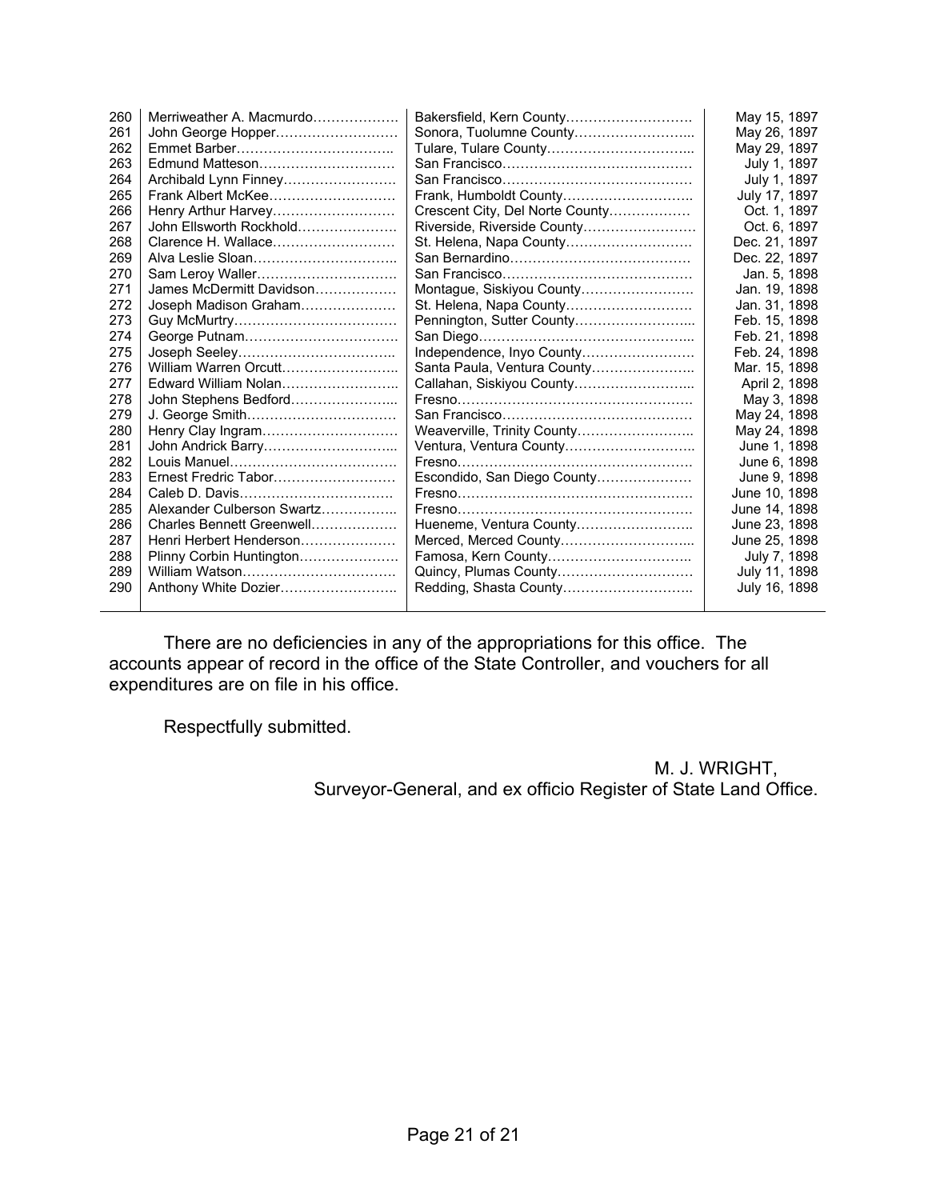| | | | |
|---|---|---|---|
| 260 | Merriweather A. Macmurdo……………… | Bakersfield, Kern County……………………… | May 15, 1897 |
| 261 | John George Hopper……………………… | Sonora, Tuolumne County……………………... | May 26, 1897 |
| 262 | Emmet Barber…………………………….. | Tulare, Tulare County…………………………... | May 29, 1897 |
| 263 | Edmund Matteson………………………… | San Francisco…………………………………… | July 1, 1897 |
| 264 | Archibald Lynn Finney…………………… | San Francisco…………………………………… | July 1, 1897 |
| 265 | Frank Albert McKee……………………… | Frank, Humboldt County……………………….. | July 17, 1897 |
| 266 | Henry Arthur Harvey……………………… | Crescent City, Del Norte County……………… | Oct. 1, 1897 |
| 267 | John Ellsworth Rockhold………………… | Riverside, Riverside County…………………… | Oct. 6, 1897 |
| 268 | Clarence H. Wallace……………………… | St. Helena, Napa County……………………… | Dec. 21, 1897 |
| 269 | Alva Leslie Sloan……………………….. | San Bernardino………………………………… | Dec. 22, 1897 |
| 270 | Sam Leroy Waller………………………… | San Francisco…………………………………… | Jan. 5, 1898 |
| 271 | James McDermitt Davidson……………… | Montague, Siskiyou County…………………… | Jan. 19, 1898 |
| 272 | Joseph Madison Graham………………… | St. Helena, Napa County……………………… | Jan. 31, 1898 |
| 273 | Guy McMurtry……………………………… | Pennington, Sutter County……………………... | Feb. 15, 1898 |
| 274 | George Putnam…………………………… | San Diego………………………………………... | Feb. 21, 1898 |
| 275 | Joseph Seeley…………………………….. | Independence, Inyo County…………………… | Feb. 24, 1898 |
| 276 | William Warren Orcutt…………………….. | Santa Paula, Ventura County…………………... | Mar. 15, 1898 |
| 277 | Edward William Nolan…………………….. | Callahan, Siskiyou County……………………... | April 2, 1898 |
| 278 | John Stephens Bedford…………………... | Fresno…………………………………………… | May 3, 1898 |
| 279 | J. George Smith…………………………… | San Francisco…………………………………… | May 24, 1898 |
| 280 | Henry Clay Ingram………………………… | Weaverville, Trinity County…………………….. | May 24, 1898 |
| 281 | John Andrick Barry………………………... | Ventura, Ventura County……………………….. | June 1, 1898 |
| 282 | Louis Manuel……………………………… | Fresno……………………………………………. | June 6, 1898 |
| 283 | Ernest Fredric Tabor……………………… | Escondido, San Diego County………………… | June 9, 1898 |
| 284 | Caleb D. Davis…………………………… | Fresno…………………………………………… | June 10, 1898 |
| 285 | Alexander Culberson Swartz…………….. | Fresno…………………………………………… | June 14, 1898 |
| 286 | Charles Bennett Greenwell……………… | Hueneme, Ventura County…………………….. | June 23, 1898 |
| 287 | Henri Herbert Henderson………………… | Merced, Merced County………………………... | June 25, 1898 |
| 288 | Plinny Corbin Huntington…………………. | Famosa, Kern County………………………….. | July 7, 1898 |
| 289 | William Watson…………………………… | Quincy, Plumas County………………………… | July 11, 1898 |
| 290 | Anthony White Dozier…………………….. | Redding, Shasta County……………………….. | July 16, 1898 |

There are no deficiencies in any of the appropriations for this office. The accounts appear of record in the office of the State Controller, and vouchers for all expenditures are on file in his office.

Respectfully submitted.

M. J. WRIGHT,
Surveyor-General, and ex officio Register of State Land Office.